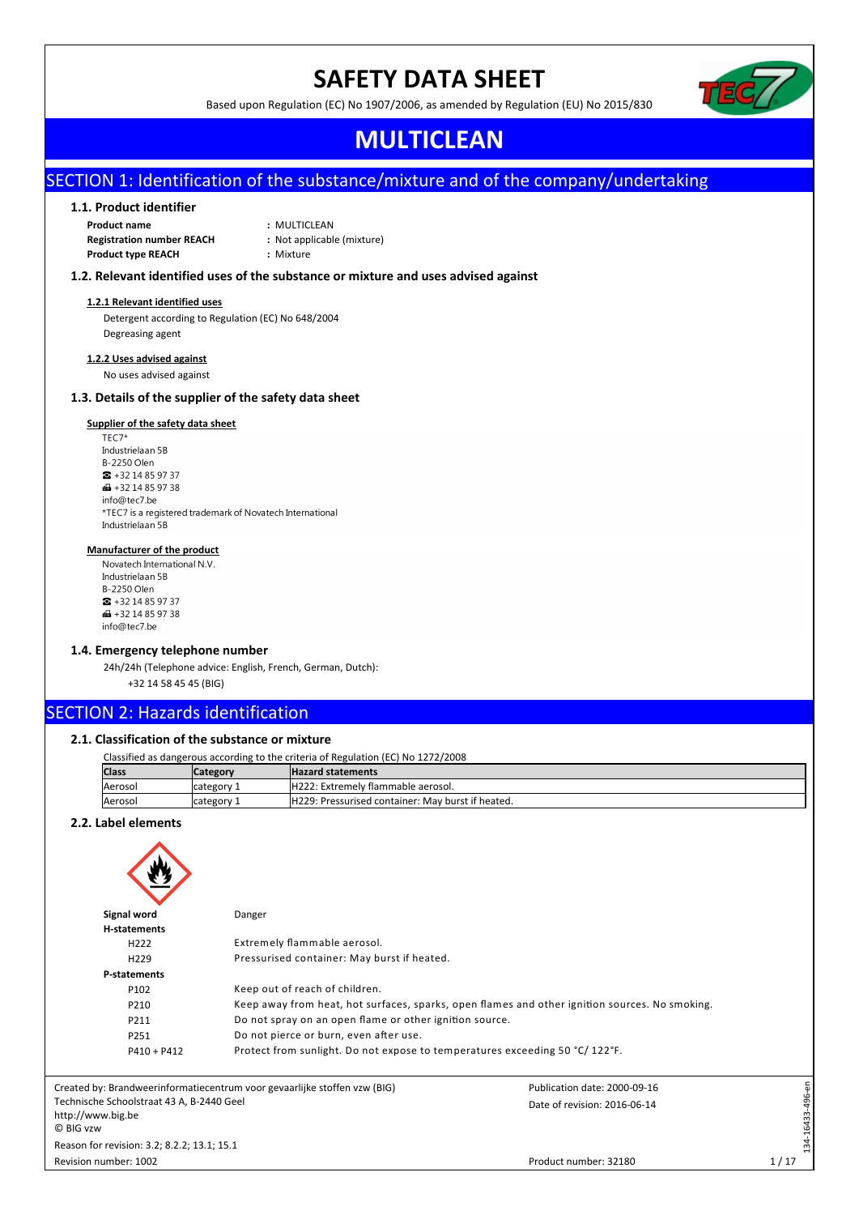# SAFETY DATA SHEET

Based upon Regulation (EC) No 1907/2006, as amended by Regulation (EU) No 2015/830

# MULTICLEAN

## SECTION 1: Identification of the substance/mixture and of the company/undertaking

### 1.1. Product identifier

**Product name** : MULTICLEAN
**Registration number REACH** : Not applicable (mixture)
**Product type REACH** : Mixture

### 1.2. Relevant identified uses of the substance or mixture and uses advised against

**1.2.1 Relevant identified uses**

Detergent according to Regulation (EC) No 648/2004
Degreasing agent

**1.2.2 Uses advised against**

No uses advised against

### 1.3. Details of the supplier of the safety data sheet

**Supplier of the safety data sheet**

TEC7*
Industrielaan 5B
B-2250 Olen
☎ +32 14 85 97 37
🖷 +32 14 85 97 38
info@tec7.be
*TEC7 is a registered trademark of Novatech International
Industrielaan 5B

**Manufacturer of the product**

Novatech International N.V.
Industrielaan 5B
B-2250 Olen
☎ +32 14 85 97 37
🖷 +32 14 85 97 38
info@tec7.be

### 1.4. Emergency telephone number

24h/24h (Telephone advice: English, French, German, Dutch):
+32 14 58 45 45 (BIG)

## SECTION 2: Hazards identification

### 2.1. Classification of the substance or mixture

Classified as dangerous according to the criteria of Regulation (EC) No 1272/2008

| Class | Category | Hazard statements |
|---|---|---|
| Aerosol | category 1 | H222: Extremely flammable aerosol. |
| Aerosol | category 1 | H229: Pressurised container: May burst if heated. |

### 2.2. Label elements

**Signal word** Danger

**H-statements**

| | |
|---|---|
| H222 | Extremely flammable aerosol. |
| H229 | Pressurised container: May burst if heated. |

**P-statements**

| | |
|---|---|
| P102 | Keep out of reach of children. |
| P210 | Keep away from heat, hot surfaces, sparks, open flames and other ignition sources. No smoking. |
| P211 | Do not spray on an open flame or other ignition source. |
| P251 | Do not pierce or burn, even after use. |
| P410 + P412 | Protect from sunlight. Do not expose to temperatures exceeding 50 °C/ 122°F. |

Created by: Brandweerinformatiecentrum voor gevaarlijke stoffen vzw (BIG)
Technische Schoolstraat 43 A, B-2440 Geel
http://www.big.be
© BIG vzw
Reason for revision: 3.2; 8.2.2; 13.1; 15.1
Revision number: 1002

Publication date: 2000-09-16
Date of revision: 2016-06-14
Product number: 32180

134-16433-496-en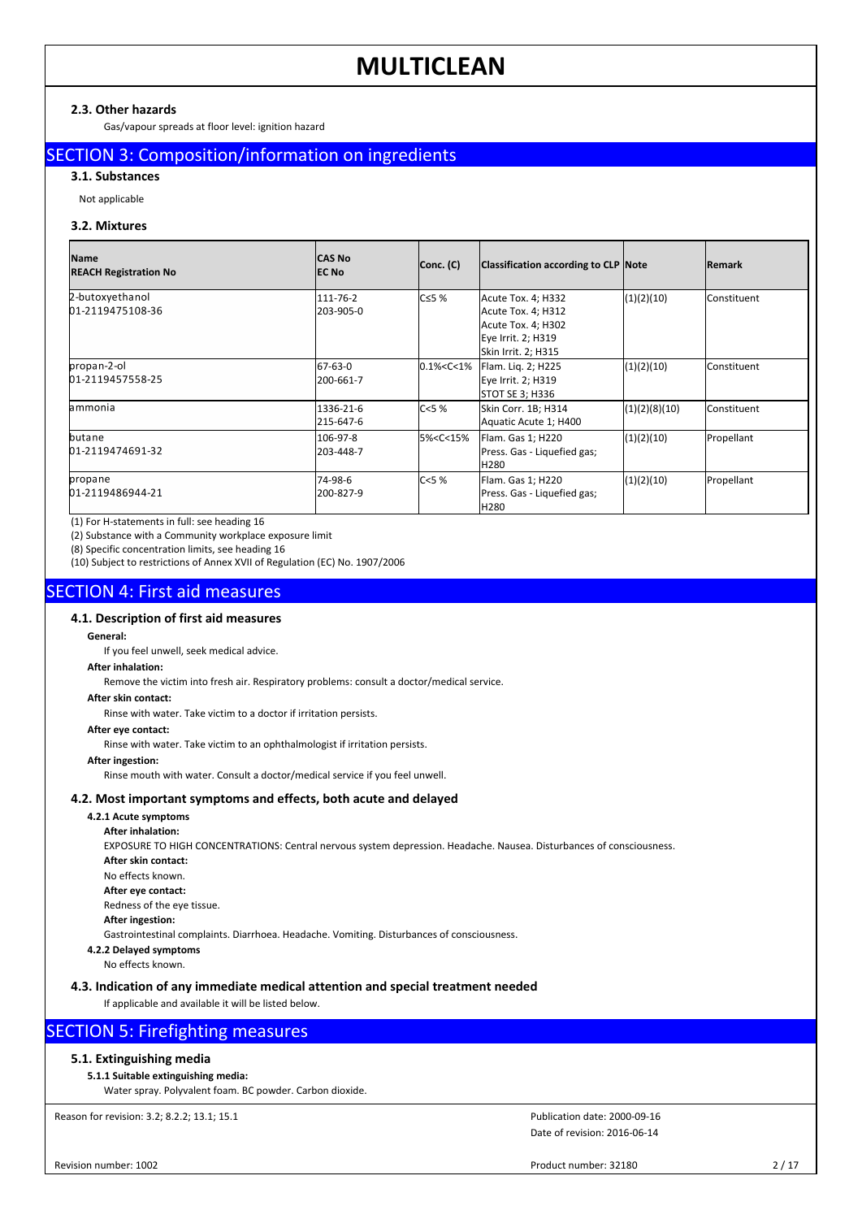#### 2.3. Other hazards

Gas/vapour spreads at floor level: ignition hazard

## SECTION 3: Composition/information on ingredients

### 3.1. Substances

Not applicable

### 3.2. Mixtures

| Name<br>REACH Registration No | CAS No<br>EC No | Conc. (C) | Classification according to CLP | Note | Remark |
|---|---|---|---|---|---|
| 2-butoxyethanol<br>01-2119475108-36 | 111-76-2<br>203-905-0 | C≤5 % | Acute Tox. 4; H332<br>Acute Tox. 4; H312<br>Acute Tox. 4; H302<br>Eye Irrit. 2; H319<br>Skin Irrit. 2; H315 | (1)(2)(10) | Constituent |
| propan-2-ol<br>01-2119457558-25 | 67-63-0<br>200-661-7 | 0.1%<C<1% | Flam. Liq. 2; H225<br>Eye Irrit. 2; H319<br>STOT SE 3; H336 | (1)(2)(10) | Constituent |
| ammonia | 1336-21-6<br>215-647-6 | C<5 % | Skin Corr. 1B; H314<br>Aquatic Acute 1; H400 | (1)(2)(8)(10) | Constituent |
| butane<br>01-2119474691-32 | 106-97-8<br>203-448-7 | 5%<C<15% | Flam. Gas 1; H220<br>Press. Gas - Liquefied gas; H280 | (1)(2)(10) | Propellant |
| propane<br>01-2119486944-21 | 74-98-6<br>200-827-9 | C<5 % | Flam. Gas 1; H220<br>Press. Gas - Liquefied gas; H280 | (1)(2)(10) | Propellant |

(1) For H-statements in full: see heading 16

(2) Substance with a Community workplace exposure limit

(8) Specific concentration limits, see heading 16

(10) Subject to restrictions of Annex XVII of Regulation (EC) No. 1907/2006

## SECTION 4: First aid measures

### 4.1. Description of first aid measures

**General:**

If you feel unwell, seek medical advice.

**After inhalation:**

Remove the victim into fresh air. Respiratory problems: consult a doctor/medical service.

**After skin contact:**

Rinse with water. Take victim to a doctor if irritation persists.

**After eye contact:**

Rinse with water. Take victim to an ophthalmologist if irritation persists.

**After ingestion:**

Rinse mouth with water. Consult a doctor/medical service if you feel unwell.

### 4.2. Most important symptoms and effects, both acute and delayed

#### 4.2.1 Acute symptoms

**After inhalation:**

EXPOSURE TO HIGH CONCENTRATIONS: Central nervous system depression. Headache. Nausea. Disturbances of consciousness.

**After skin contact:**

No effects known.

**After eye contact:**

Redness of the eye tissue.

**After ingestion:**

Gastrointestinal complaints. Diarrhoea. Headache. Vomiting. Disturbances of consciousness.

#### 4.2.2 Delayed symptoms

No effects known.

### 4.3. Indication of any immediate medical attention and special treatment needed

If applicable and available it will be listed below.

## SECTION 5: Firefighting measures

### 5.1. Extinguishing media

#### 5.1.1 Suitable extinguishing media:

Water spray. Polyvalent foam. BC powder. Carbon dioxide.

Reason for revision: 3.2; 8.2.2; 13.1; 15.1

Publication date: 2000-09-16

Date of revision: 2016-06-14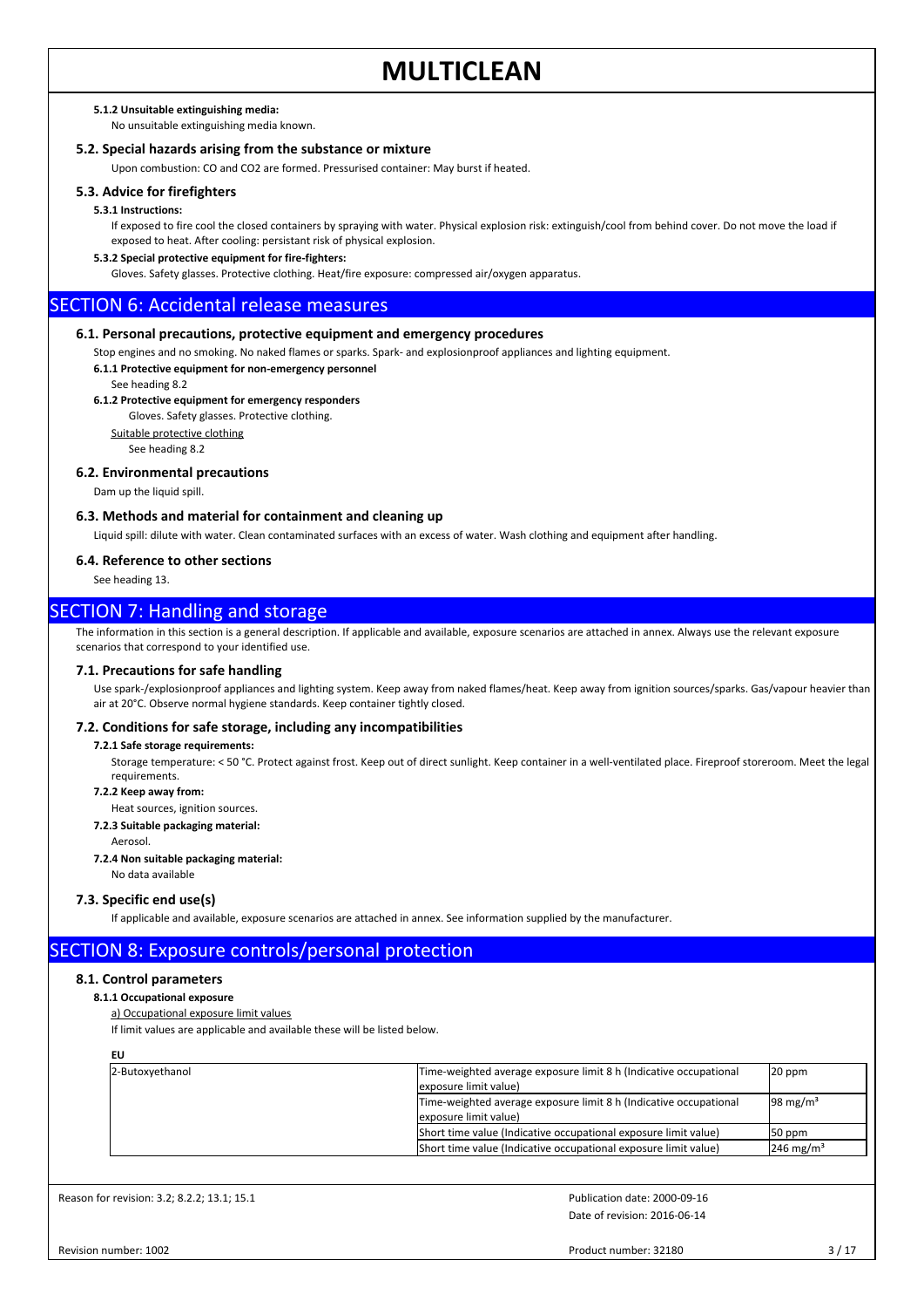#### 5.1.2 Unsuitable extinguishing media:

No unsuitable extinguishing media known.

### 5.2. Special hazards arising from the substance or mixture

Upon combustion: CO and CO2 are formed. Pressurised container: May burst if heated.

### 5.3. Advice for firefighters

#### 5.3.1 Instructions:

If exposed to fire cool the closed containers by spraying with water. Physical explosion risk: extinguish/cool from behind cover. Do not move the load if exposed to heat. After cooling: persistant risk of physical explosion.

#### 5.3.2 Special protective equipment for fire-fighters:

Gloves. Safety glasses. Protective clothing. Heat/fire exposure: compressed air/oxygen apparatus.

## SECTION 6: Accidental release measures

### 6.1. Personal precautions, protective equipment and emergency procedures

Stop engines and no smoking. No naked flames or sparks. Spark- and explosionproof appliances and lighting equipment.

#### 6.1.1 Protective equipment for non-emergency personnel

See heading 8.2

#### 6.1.2 Protective equipment for emergency responders

Gloves. Safety glasses. Protective clothing.

Suitable protective clothing

See heading 8.2

### 6.2. Environmental precautions

Dam up the liquid spill.

### 6.3. Methods and material for containment and cleaning up

Liquid spill: dilute with water. Clean contaminated surfaces with an excess of water. Wash clothing and equipment after handling.

### 6.4. Reference to other sections

See heading 13.

## SECTION 7: Handling and storage

The information in this section is a general description. If applicable and available, exposure scenarios are attached in annex. Always use the relevant exposure scenarios that correspond to your identified use.

### 7.1. Precautions for safe handling

Use spark-/explosionproof appliances and lighting system. Keep away from naked flames/heat. Keep away from ignition sources/sparks. Gas/vapour heavier than air at 20°C. Observe normal hygiene standards. Keep container tightly closed.

### 7.2. Conditions for safe storage, including any incompatibilities

#### 7.2.1 Safe storage requirements:

Storage temperature: < 50 °C. Protect against frost. Keep out of direct sunlight. Keep container in a well-ventilated place. Fireproof storeroom. Meet the legal requirements.

#### 7.2.2 Keep away from:

Heat sources, ignition sources.

#### 7.2.3 Suitable packaging material:

Aerosol.

#### 7.2.4 Non suitable packaging material:

No data available

### 7.3. Specific end use(s)

If applicable and available, exposure scenarios are attached in annex. See information supplied by the manufacturer.

## SECTION 8: Exposure controls/personal protection

### 8.1. Control parameters

#### 8.1.1 Occupational exposure

a) Occupational exposure limit values

If limit values are applicable and available these will be listed below.

**EU**

| | | |
|---|---|---|
| 2-Butoxyethanol | Time-weighted average exposure limit 8 h (Indicative occupational exposure limit value) | 20 ppm |
| | Time-weighted average exposure limit 8 h (Indicative occupational exposure limit value) | 98 mg/m³ |
| | Short time value (Indicative occupational exposure limit value) | 50 ppm |
| | Short time value (Indicative occupational exposure limit value) | 246 mg/m³ |

Reason for revision: 3.2; 8.2.2; 13.1; 15.1

Publication date: 2000-09-16

Date of revision: 2016-06-14

Revision number: 1002

Product number: 32180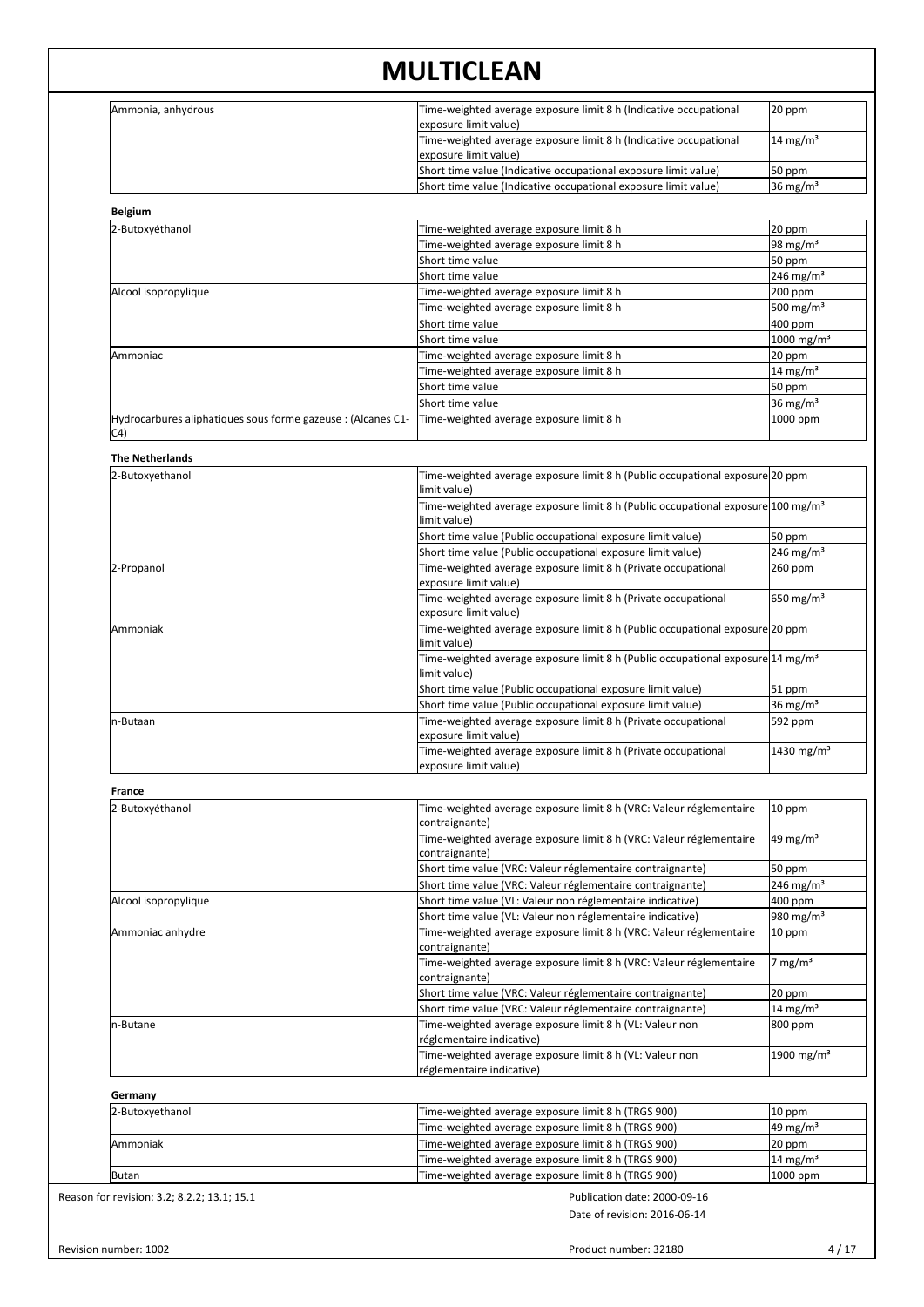# MULTICLEAN

| | | |
|---|---|---|
| Ammonia, anhydrous | Time-weighted average exposure limit 8 h (Indicative occupational exposure limit value) | 20 ppm |
| | Time-weighted average exposure limit 8 h (Indicative occupational exposure limit value) | 14 mg/m³ |
| | Short time value (Indicative occupational exposure limit value) | 50 ppm |
| | Short time value (Indicative occupational exposure limit value) | 36 mg/m³ |

**Belgium**

| | | |
|---|---|---|
| 2-Butoxyéthanol | Time-weighted average exposure limit 8 h | 20 ppm |
| | Time-weighted average exposure limit 8 h | 98 mg/m³ |
| | Short time value | 50 ppm |
| | Short time value | 246 mg/m³ |
| Alcool isopropylique | Time-weighted average exposure limit 8 h | 200 ppm |
| | Time-weighted average exposure limit 8 h | 500 mg/m³ |
| | Short time value | 400 ppm |
| | Short time value | 1000 mg/m³ |
| Ammoniac | Time-weighted average exposure limit 8 h | 20 ppm |
| | Time-weighted average exposure limit 8 h | 14 mg/m³ |
| | Short time value | 50 ppm |
| | Short time value | 36 mg/m³ |
| Hydrocarbures aliphatiques sous forme gazeuse : (Alcanes C1-C4) | Time-weighted average exposure limit 8 h | 1000 ppm |

**The Netherlands**

| | | |
|---|---|---|
| 2-Butoxyethanol | Time-weighted average exposure limit 8 h (Public occupational exposure limit value) | 20 ppm |
| | Time-weighted average exposure limit 8 h (Public occupational exposure limit value) | 100 mg/m³ |
| | Short time value (Public occupational exposure limit value) | 50 ppm |
| | Short time value (Public occupational exposure limit value) | 246 mg/m³ |
| 2-Propanol | Time-weighted average exposure limit 8 h (Private occupational exposure limit value) | 260 ppm |
| | Time-weighted average exposure limit 8 h (Private occupational exposure limit value) | 650 mg/m³ |
| Ammoniak | Time-weighted average exposure limit 8 h (Public occupational exposure limit value) | 20 ppm |
| | Time-weighted average exposure limit 8 h (Public occupational exposure limit value) | 14 mg/m³ |
| | Short time value (Public occupational exposure limit value) | 51 ppm |
| | Short time value (Public occupational exposure limit value) | 36 mg/m³ |
| n-Butaan | Time-weighted average exposure limit 8 h (Private occupational exposure limit value) | 592 ppm |
| | Time-weighted average exposure limit 8 h (Private occupational exposure limit value) | 1430 mg/m³ |

**France**

| | | |
|---|---|---|
| 2-Butoxyéthanol | Time-weighted average exposure limit 8 h (VRC: Valeur réglementaire contraignante) | 10 ppm |
| | Time-weighted average exposure limit 8 h (VRC: Valeur réglementaire contraignante) | 49 mg/m³ |
| | Short time value (VRC: Valeur réglementaire contraignante) | 50 ppm |
| | Short time value (VRC: Valeur réglementaire contraignante) | 246 mg/m³ |
| Alcool isopropylique | Short time value (VL: Valeur non réglementaire indicative) | 400 ppm |
| | Short time value (VL: Valeur non réglementaire indicative) | 980 mg/m³ |
| Ammoniac anhydre | Time-weighted average exposure limit 8 h (VRC: Valeur réglementaire contraignante) | 10 ppm |
| | Time-weighted average exposure limit 8 h (VRC: Valeur réglementaire contraignante) | 7 mg/m³ |
| | Short time value (VRC: Valeur réglementaire contraignante) | 20 ppm |
| | Short time value (VRC: Valeur réglementaire contraignante) | 14 mg/m³ |
| n-Butane | Time-weighted average exposure limit 8 h (VL: Valeur non réglementaire indicative) | 800 ppm |
| | Time-weighted average exposure limit 8 h (VL: Valeur non réglementaire indicative) | 1900 mg/m³ |

**Germany**

| | | |
|---|---|---|
| 2-Butoxyethanol | Time-weighted average exposure limit 8 h (TRGS 900) | 10 ppm |
| | Time-weighted average exposure limit 8 h (TRGS 900) | 49 mg/m³ |
| Ammoniak | Time-weighted average exposure limit 8 h (TRGS 900) | 20 ppm |
| | Time-weighted average exposure limit 8 h (TRGS 900) | 14 mg/m³ |
| Butan | Time-weighted average exposure limit 8 h (TRGS 900) | 1000 ppm |

Reason for revision: 3.2; 8.2.2; 13.1; 15.1

Publication date: 2000-09-16
Date of revision: 2016-06-14

Revision number: 1002

Product number: 32180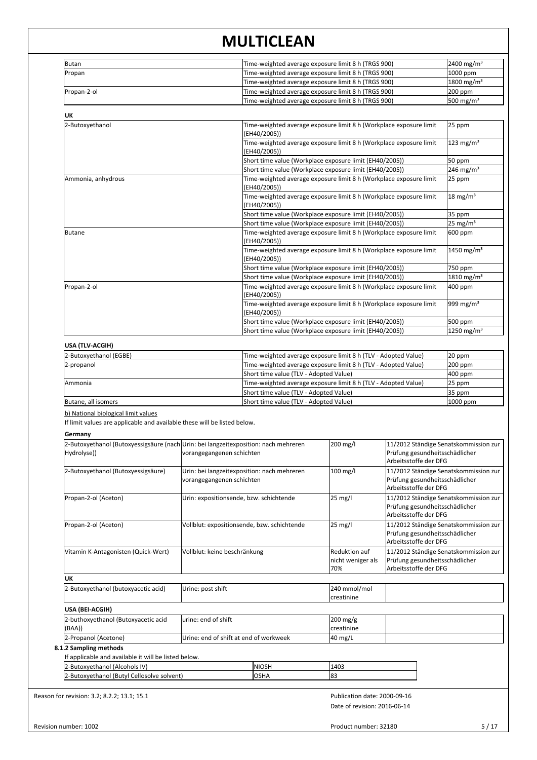# MULTICLEAN

| | | |
|---|---|---|
| Butan | Time-weighted average exposure limit 8 h (TRGS 900) | 2400 mg/m³ |
| Propan | Time-weighted average exposure limit 8 h (TRGS 900) | 1000 ppm |
| | Time-weighted average exposure limit 8 h (TRGS 900) | 1800 mg/m³ |
| Propan-2-ol | Time-weighted average exposure limit 8 h (TRGS 900) | 200 ppm |
| | Time-weighted average exposure limit 8 h (TRGS 900) | 500 mg/m³ |

**UK**

| | | |
|---|---|---|
| 2-Butoxyethanol | Time-weighted average exposure limit 8 h (Workplace exposure limit (EH40/2005)) | 25 ppm |
| | Time-weighted average exposure limit 8 h (Workplace exposure limit (EH40/2005)) | 123 mg/m³ |
| | Short time value (Workplace exposure limit (EH40/2005)) | 50 ppm |
| | Short time value (Workplace exposure limit (EH40/2005)) | 246 mg/m³ |
| Ammonia, anhydrous | Time-weighted average exposure limit 8 h (Workplace exposure limit (EH40/2005)) | 25 ppm |
| | Time-weighted average exposure limit 8 h (Workplace exposure limit (EH40/2005)) | 18 mg/m³ |
| | Short time value (Workplace exposure limit (EH40/2005)) | 35 ppm |
| | Short time value (Workplace exposure limit (EH40/2005)) | 25 mg/m³ |
| Butane | Time-weighted average exposure limit 8 h (Workplace exposure limit (EH40/2005)) | 600 ppm |
| | Time-weighted average exposure limit 8 h (Workplace exposure limit (EH40/2005)) | 1450 mg/m³ |
| | Short time value (Workplace exposure limit (EH40/2005)) | 750 ppm |
| | Short time value (Workplace exposure limit (EH40/2005)) | 1810 mg/m³ |
| Propan-2-ol | Time-weighted average exposure limit 8 h (Workplace exposure limit (EH40/2005)) | 400 ppm |
| | Time-weighted average exposure limit 8 h (Workplace exposure limit (EH40/2005)) | 999 mg/m³ |
| | Short time value (Workplace exposure limit (EH40/2005)) | 500 ppm |
| | Short time value (Workplace exposure limit (EH40/2005)) | 1250 mg/m³ |

**USA (TLV-ACGIH)**

| | | |
|---|---|---|
| 2-Butoxyethanol (EGBE) | Time-weighted average exposure limit 8 h (TLV - Adopted Value) | 20 ppm |
| 2-propanol | Time-weighted average exposure limit 8 h (TLV - Adopted Value) | 200 ppm |
| | Short time value (TLV - Adopted Value) | 400 ppm |
| Ammonia | Time-weighted average exposure limit 8 h (TLV - Adopted Value) | 25 ppm |
| | Short time value (TLV - Adopted Value) | 35 ppm |
| Butane, all isomers | Short time value (TLV - Adopted Value) | 1000 ppm |

b) National biological limit values

If limit values are applicable and available these will be listed below.

**Germany**

| | | | |
|---|---|---|---|
| 2-Butoxyethanol (Butoxyessigsäure (nach Hydrolyse)) | Urin: bei langzeitexposition: nach mehreren vorangegangenen schichten | 200 mg/l | 11/2012 Ständige Senatskommission zur Prüfung gesundheitsschädlicher Arbeitsstoffe der DFG |
| 2-Butoxyethanol (Butoxyessigsäure) | Urin: bei langzeitexposition: nach mehreren vorangegangenen schichten | 100 mg/l | 11/2012 Ständige Senatskommission zur Prüfung gesundheitsschädlicher Arbeitsstoffe der DFG |
| Propan-2-ol (Aceton) | Urin: expositionsende, bzw. schichtende | 25 mg/l | 11/2012 Ständige Senatskommission zur Prüfung gesundheitsschädlicher Arbeitsstoffe der DFG |
| Propan-2-ol (Aceton) | Vollblut: expositionsende, bzw. schichtende | 25 mg/l | 11/2012 Ständige Senatskommission zur Prüfung gesundheitsschädlicher Arbeitsstoffe der DFG |
| Vitamin K-Antagonisten (Quick-Wert) | Vollblut: keine beschränkung | Reduktion auf nicht weniger als 70% | 11/2012 Ständige Senatskommission zur Prüfung gesundheitsschädlicher Arbeitsstoffe der DFG |

**UK**

| | | | |
|---|---|---|---|
| 2-Butoxyethanol (butoxyacetic acid) | Urine: post shift | 240 mmol/mol creatinine | |

**USA (BEI-ACGIH)**

| | | | |
|---|---|---|---|
| 2-buthoxyethanol (Butoxyacetic acid (BAA)) | urine: end of shift | 200 mg/g creatinine | |
| 2-Propanol (Acetone) | Urine: end of shift at end of workweek | 40 mg/L | |

**8.1.2 Sampling methods**

If applicable and available it will be listed below.

| | | |
|---|---|---|
| 2-Butoxyethanol (Alcohols IV) | NIOSH | 1403 |
| 2-Butoxyethanol (Butyl Cellosolve solvent) | OSHA | 83 |

Reason for revision: 3.2; 8.2.2; 13.1; 15.1

Publication date: 2000-09-16

Date of revision: 2016-06-14

Revision number: 1002

Product number: 32180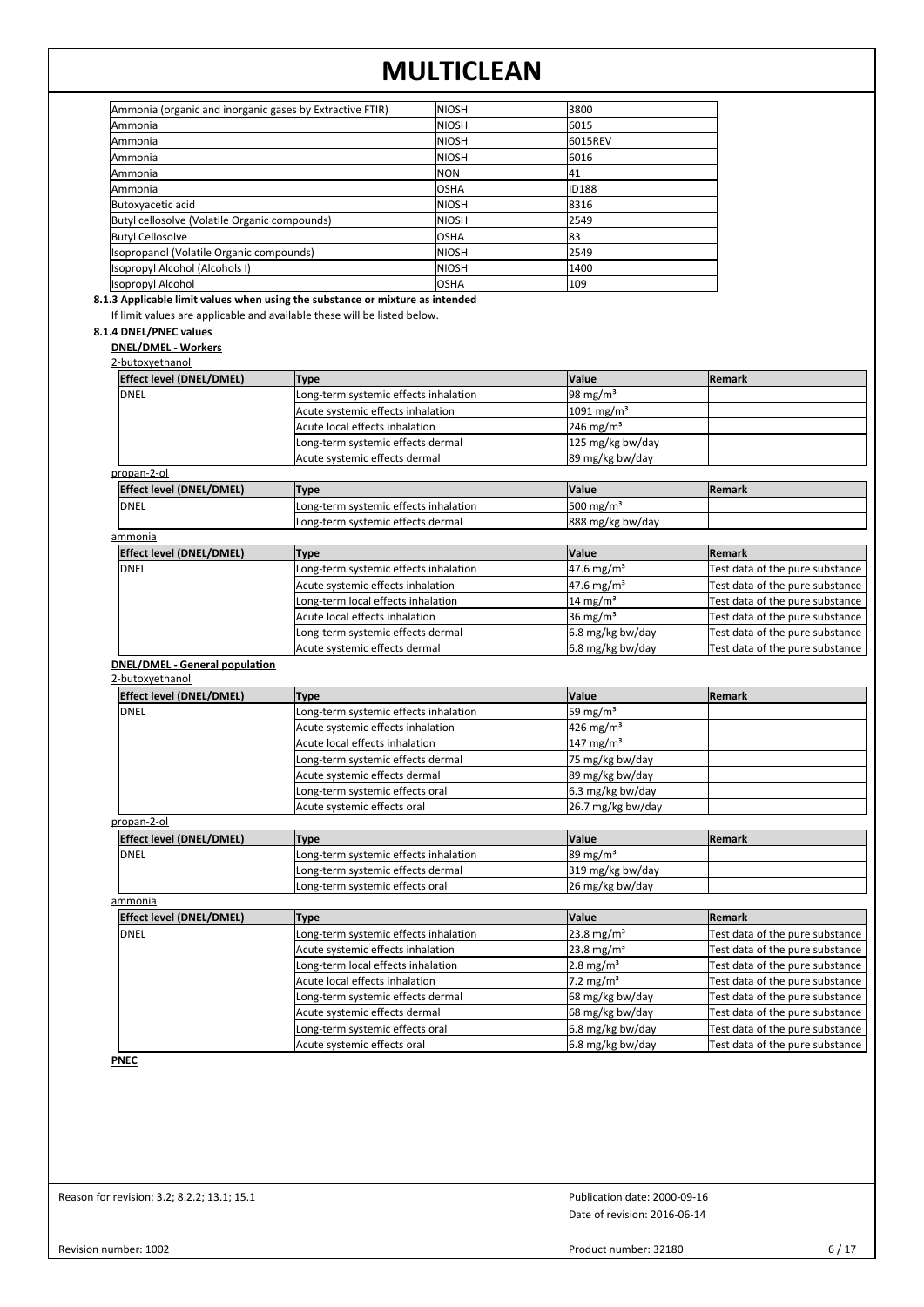| | | |
|---|---|---|
| Ammonia (organic and inorganic gases by Extractive FTIR) | NIOSH | 3800 |
| Ammonia | NIOSH | 6015 |
| Ammonia | NIOSH | 6015REV |
| Ammonia | NIOSH | 6016 |
| Ammonia | NON | 41 |
| Ammonia | OSHA | ID188 |
| Butoxyacetic acid | NIOSH | 8316 |
| Butyl cellosolve (Volatile Organic compounds) | NIOSH | 2549 |
| Butyl Cellosolve | OSHA | 83 |
| Isopropanol (Volatile Organic compounds) | NIOSH | 2549 |
| Isopropyl Alcohol (Alcohols I) | NIOSH | 1400 |
| Isopropyl Alcohol | OSHA | 109 |

**8.1.3 Applicable limit values when using the substance or mixture as intended**

If limit values are applicable and available these will be listed below.

**8.1.4 DNEL/PNEC values**

**DNEL/DMEL - Workers**

2-butoxyethanol

| Effect level (DNEL/DMEL) | Type | Value | Remark |
|---|---|---|---|
| DNEL | Long-term systemic effects inhalation | 98 mg/m³ | |
| | Acute systemic effects inhalation | 1091 mg/m³ | |
| | Acute local effects inhalation | 246 mg/m³ | |
| | Long-term systemic effects dermal | 125 mg/kg bw/day | |
| | Acute systemic effects dermal | 89 mg/kg bw/day | |

propan-2-ol

| Effect level (DNEL/DMEL) | Type | Value | Remark |
|---|---|---|---|
| DNEL | Long-term systemic effects inhalation | 500 mg/m³ | |
| | Long-term systemic effects dermal | 888 mg/kg bw/day | |

ammonia

| Effect level (DNEL/DMEL) | Type | Value | Remark |
|---|---|---|---|
| DNEL | Long-term systemic effects inhalation | 47.6 mg/m³ | Test data of the pure substance |
| | Acute systemic effects inhalation | 47.6 mg/m³ | Test data of the pure substance |
| | Long-term local effects inhalation | 14 mg/m³ | Test data of the pure substance |
| | Acute local effects inhalation | 36 mg/m³ | Test data of the pure substance |
| | Long-term systemic effects dermal | 6.8 mg/kg bw/day | Test data of the pure substance |
| | Acute systemic effects dermal | 6.8 mg/kg bw/day | Test data of the pure substance |

**DNEL/DMEL - General population**

2-butoxyethanol

| Effect level (DNEL/DMEL) | Type | Value | Remark |
|---|---|---|---|
| DNEL | Long-term systemic effects inhalation | 59 mg/m³ | |
| | Acute systemic effects inhalation | 426 mg/m³ | |
| | Acute local effects inhalation | 147 mg/m³ | |
| | Long-term systemic effects dermal | 75 mg/kg bw/day | |
| | Acute systemic effects dermal | 89 mg/kg bw/day | |
| | Long-term systemic effects oral | 6.3 mg/kg bw/day | |
| | Acute systemic effects oral | 26.7 mg/kg bw/day | |

propan-2-ol

| Effect level (DNEL/DMEL) | Type | Value | Remark |
|---|---|---|---|
| DNEL | Long-term systemic effects inhalation | 89 mg/m³ | |
| | Long-term systemic effects dermal | 319 mg/kg bw/day | |
| | Long-term systemic effects oral | 26 mg/kg bw/day | |

ammonia

| Effect level (DNEL/DMEL) | Type | Value | Remark |
|---|---|---|---|
| DNEL | Long-term systemic effects inhalation | 23.8 mg/m³ | Test data of the pure substance |
| | Acute systemic effects inhalation | 23.8 mg/m³ | Test data of the pure substance |
| | Long-term local effects inhalation | 2.8 mg/m³ | Test data of the pure substance |
| | Acute local effects inhalation | 7.2 mg/m³ | Test data of the pure substance |
| | Long-term systemic effects dermal | 68 mg/kg bw/day | Test data of the pure substance |
| | Acute systemic effects dermal | 68 mg/kg bw/day | Test data of the pure substance |
| | Long-term systemic effects oral | 6.8 mg/kg bw/day | Test data of the pure substance |
| | Acute systemic effects oral | 6.8 mg/kg bw/day | Test data of the pure substance |

**PNEC**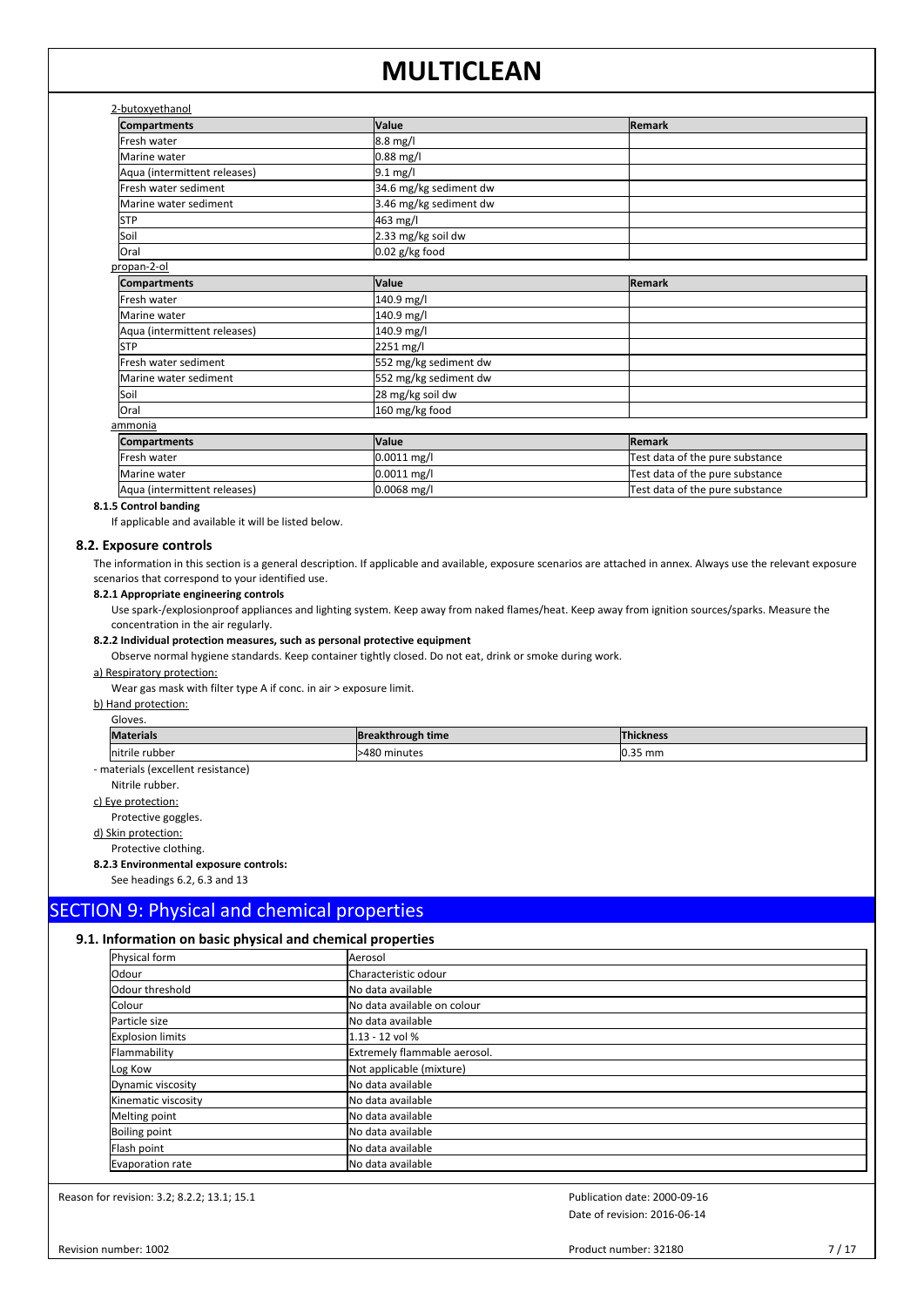2-butoxyethanol

| Compartments | Value | Remark |
|---|---|---|
| Fresh water | 8.8 mg/l | |
| Marine water | 0.88 mg/l | |
| Aqua (intermittent releases) | 9.1 mg/l | |
| Fresh water sediment | 34.6 mg/kg sediment dw | |
| Marine water sediment | 3.46 mg/kg sediment dw | |
| STP | 463 mg/l | |
| Soil | 2.33 mg/kg soil dw | |
| Oral | 0.02 g/kg food | |

propan-2-ol

| Compartments | Value | Remark |
|---|---|---|
| Fresh water | 140.9 mg/l | |
| Marine water | 140.9 mg/l | |
| Aqua (intermittent releases) | 140.9 mg/l | |
| STP | 2251 mg/l | |
| Fresh water sediment | 552 mg/kg sediment dw | |
| Marine water sediment | 552 mg/kg sediment dw | |
| Soil | 28 mg/kg soil dw | |
| Oral | 160 mg/kg food | |

ammonia

| Compartments | Value | Remark |
|---|---|---|
| Fresh water | 0.0011 mg/l | Test data of the pure substance |
| Marine water | 0.0011 mg/l | Test data of the pure substance |
| Aqua (intermittent releases) | 0.0068 mg/l | Test data of the pure substance |

**8.1.5 Control banding**

If applicable and available it will be listed below.

### 8.2. Exposure controls

The information in this section is a general description. If applicable and available, exposure scenarios are attached in annex. Always use the relevant exposure scenarios that correspond to your identified use.

**8.2.1 Appropriate engineering controls**

Use spark-/explosionproof appliances and lighting system. Keep away from naked flames/heat. Keep away from ignition sources/sparks. Measure the concentration in the air regularly.

**8.2.2 Individual protection measures, such as personal protective equipment**

Observe normal hygiene standards. Keep container tightly closed. Do not eat, drink or smoke during work.

a) Respiratory protection:

Wear gas mask with filter type A if conc. in air > exposure limit.

b) Hand protection:

Gloves.

| Materials | Breakthrough time | Thickness |
|---|---|---|
| nitrile rubber | >480 minutes | 0.35 mm |

- materials (excellent resistance)

Nitrile rubber.

c) Eye protection:

Protective goggles.

d) Skin protection:

Protective clothing.

**8.2.3 Environmental exposure controls:**

See headings 6.2, 6.3 and 13

## SECTION 9: Physical and chemical properties

### 9.1. Information on basic physical and chemical properties

| Property | Value |
|---|---|
| Physical form | Aerosol |
| Odour | Characteristic odour |
| Odour threshold | No data available |
| Colour | No data available on colour |
| Particle size | No data available |
| Explosion limits | 1.13 - 12 vol % |
| Flammability | Extremely flammable aerosol. |
| Log Kow | Not applicable (mixture) |
| Dynamic viscosity | No data available |
| Kinematic viscosity | No data available |
| Melting point | No data available |
| Boiling point | No data available |
| Flash point | No data available |
| Evaporation rate | No data available |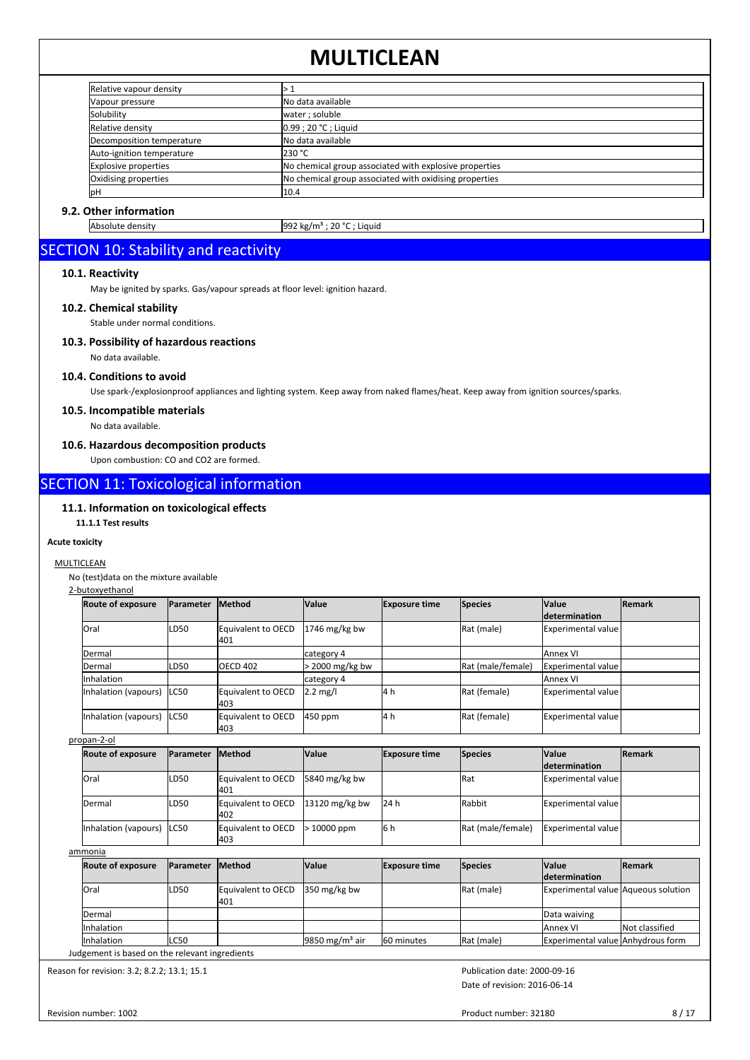| Relative vapour density | > 1 |
|---|---|
| Vapour pressure | No data available |
| Solubility | water ; soluble |
| Relative density | 0.99 ; 20 °C ; Liquid |
| Decomposition temperature | No data available |
| Auto-ignition temperature | 230 °C |
| Explosive properties | No chemical group associated with explosive properties |
| Oxidising properties | No chemical group associated with oxidising properties |
| pH | 10.4 |

### 9.2. Other information

| Absolute density | 992 kg/m³ ; 20 °C ; Liquid |
|---|---|

## SECTION 10: Stability and reactivity

### 10.1. Reactivity

May be ignited by sparks. Gas/vapour spreads at floor level: ignition hazard.

### 10.2. Chemical stability

Stable under normal conditions.

### 10.3. Possibility of hazardous reactions

No data available.

### 10.4. Conditions to avoid

Use spark-/explosionproof appliances and lighting system. Keep away from naked flames/heat. Keep away from ignition sources/sparks.

### 10.5. Incompatible materials

No data available.

### 10.6. Hazardous decomposition products

Upon combustion: CO and CO2 are formed.

## SECTION 11: Toxicological information

### 11.1. Information on toxicological effects

#### 11.1.1 Test results

**Acute toxicity**

MULTICLEAN

No (test)data on the mixture available

2-butoxyethanol

| Route of exposure | Parameter | Method | Value | Exposure time | Species | Value determination | Remark |
|---|---|---|---|---|---|---|---|
| Oral | LD50 | Equivalent to OECD 401 | 1746 mg/kg bw | | Rat (male) | Experimental value | |
| Dermal | | | category 4 | | | Annex VI | |
| Dermal | LD50 | OECD 402 | > 2000 mg/kg bw | | Rat (male/female) | Experimental value | |
| Inhalation | | | category 4 | | | Annex VI | |
| Inhalation (vapours) | LC50 | Equivalent to OECD 403 | 2.2 mg/l | 4 h | Rat (female) | Experimental value | |
| Inhalation (vapours) | LC50 | Equivalent to OECD 403 | 450 ppm | 4 h | Rat (female) | Experimental value | |

propan-2-ol

| Route of exposure | Parameter | Method | Value | Exposure time | Species | Value determination | Remark |
|---|---|---|---|---|---|---|---|
| Oral | LD50 | Equivalent to OECD 401 | 5840 mg/kg bw | | Rat | Experimental value | |
| Dermal | LD50 | Equivalent to OECD 402 | 13120 mg/kg bw | 24 h | Rabbit | Experimental value | |
| Inhalation (vapours) | LC50 | Equivalent to OECD 403 | > 10000 ppm | 6 h | Rat (male/female) | Experimental value | |

ammonia

| Route of exposure | Parameter | Method | Value | Exposure time | Species | Value determination | Remark |
|---|---|---|---|---|---|---|---|
| Oral | LD50 | Equivalent to OECD 401 | 350 mg/kg bw | | Rat (male) | Experimental value | Aqueous solution |
| Dermal | | | | | | Data waiving | |
| Inhalation | | | | | | Annex VI | Not classified |
| Inhalation | LC50 | | 9850 mg/m³ air | 60 minutes | Rat (male) | Experimental value | Anhydrous form |

Judgement is based on the relevant ingredients

Reason for revision: 3.2; 8.2.2; 13.1; 15.1

Publication date: 2000-09-16

Date of revision: 2016-06-14

Revision number: 1002

Product number: 32180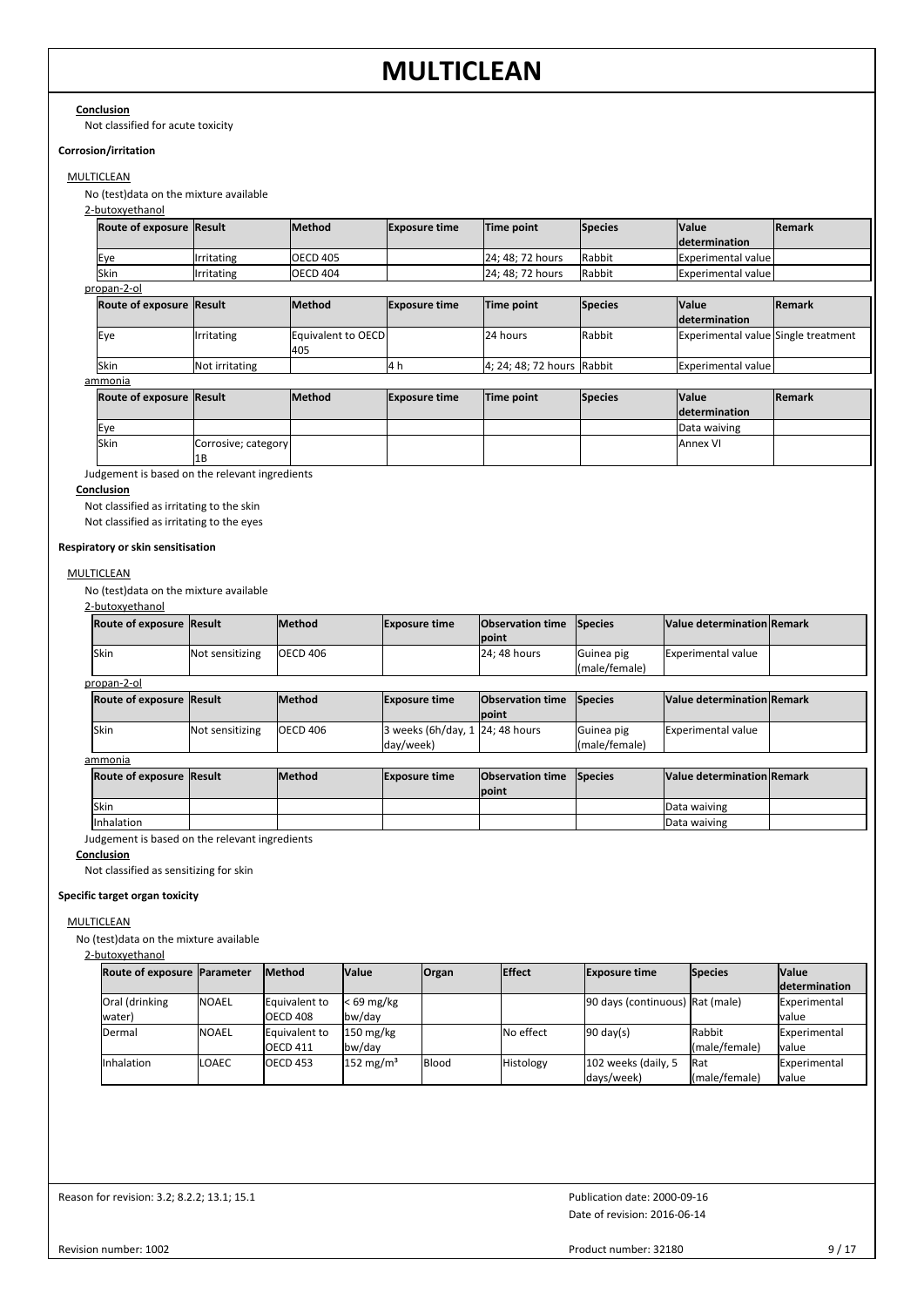**Conclusion**

Not classified for acute toxicity

**Corrosion/irritation**

MULTICLEAN

No (test)data on the mixture available

2-butoxyethanol

| Route of exposure | Result | Method | Exposure time | Time point | Species | Value determination | Remark |
|---|---|---|---|---|---|---|---|
| Eye | Irritating | OECD 405 | | 24; 48; 72 hours | Rabbit | Experimental value | |
| Skin | Irritating | OECD 404 | | 24; 48; 72 hours | Rabbit | Experimental value | |

propan-2-ol

| Route of exposure | Result | Method | Exposure time | Time point | Species | Value determination | Remark |
|---|---|---|---|---|---|---|---|
| Eye | Irritating | Equivalent to OECD 405 | | 24 hours | Rabbit | Experimental value | Single treatment |
| Skin | Not irritating | | 4 h | 4; 24; 48; 72 hours | Rabbit | Experimental value | |

ammonia

| Route of exposure | Result | Method | Exposure time | Time point | Species | Value determination | Remark |
|---|---|---|---|---|---|---|---|
| Eye | | | | | | Data waiving | |
| Skin | Corrosive; category 1B | | | | | Annex VI | |

Judgement is based on the relevant ingredients

**Conclusion**

Not classified as irritating to the skin

Not classified as irritating to the eyes

**Respiratory or skin sensitisation**

MULTICLEAN

No (test)data on the mixture available

2-butoxyethanol

| Route of exposure | Result | Method | Exposure time | Observation time point | Species | Value determination | Remark |
|---|---|---|---|---|---|---|---|
| Skin | Not sensitizing | OECD 406 | | 24; 48 hours | Guinea pig (male/female) | Experimental value | |

propan-2-ol

| Route of exposure | Result | Method | Exposure time | Observation time point | Species | Value determination | Remark |
|---|---|---|---|---|---|---|---|
| Skin | Not sensitizing | OECD 406 | 3 weeks (6h/day, 1 day/week) | 24; 48 hours | Guinea pig (male/female) | Experimental value | |

ammonia

| Route of exposure | Result | Method | Exposure time | Observation time point | Species | Value determination | Remark |
|---|---|---|---|---|---|---|---|
| Skin | | | | | | Data waiving | |
| Inhalation | | | | | | Data waiving | |

Judgement is based on the relevant ingredients

**Conclusion**

Not classified as sensitizing for skin

**Specific target organ toxicity**

MULTICLEAN

No (test)data on the mixture available

2-butoxyethanol

| Route of exposure | Parameter | Method | Value | Organ | Effect | Exposure time | Species | Value determination |
|---|---|---|---|---|---|---|---|---|
| Oral (drinking water) | NOAEL | Equivalent to OECD 408 | < 69 mg/kg bw/day | | | 90 days (continuous) | Rat (male) | Experimental value |
| Dermal | NOAEL | Equivalent to OECD 411 | 150 mg/kg bw/day | | No effect | 90 day(s) | Rabbit (male/female) | Experimental value |
| Inhalation | LOAEC | OECD 453 | 152 mg/m³ | Blood | Histology | 102 weeks (daily, 5 days/week) | Rat (male/female) | Experimental value |

Reason for revision: 3.2; 8.2.2; 13.1; 15.1

Publication date: 2000-09-16

Date of revision: 2016-06-14

Revision number: 1002

Product number: 32180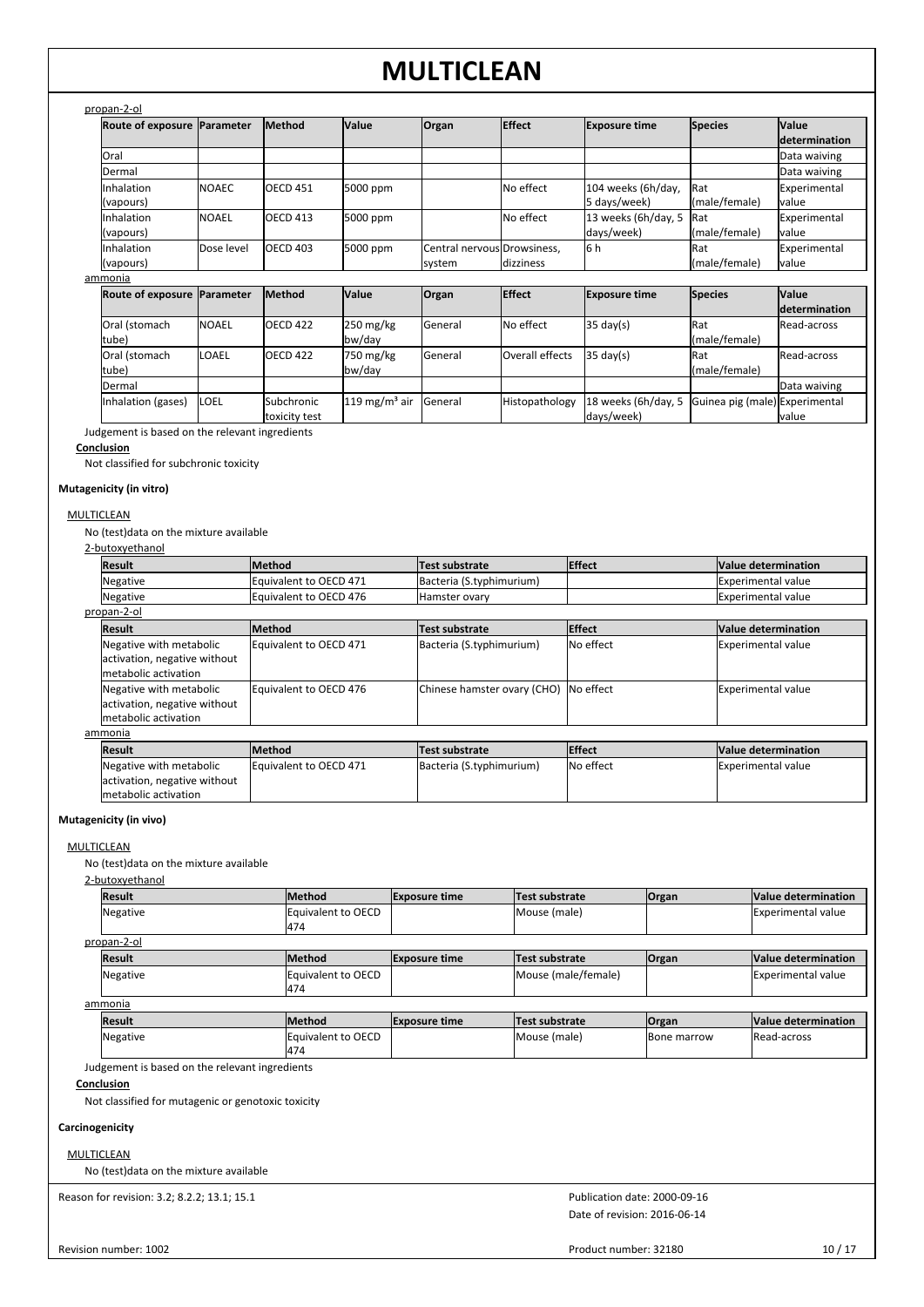propan-2-ol

| Route of exposure | Parameter | Method | Value | Organ | Effect | Exposure time | Species | Value determination |
|---|---|---|---|---|---|---|---|---|
| Oral | | | | | | | | Data waiving |
| Dermal | | | | | | | | Data waiving |
| Inhalation (vapours) | NOAEC | OECD 451 | 5000 ppm | | No effect | 104 weeks (6h/day, 5 days/week) | Rat (male/female) | Experimental value |
| Inhalation (vapours) | NOAEL | OECD 413 | 5000 ppm | | No effect | 13 weeks (6h/day, 5 days/week) | Rat (male/female) | Experimental value |
| Inhalation (vapours) | Dose level | OECD 403 | 5000 ppm | Central nervous system | Drowsiness, dizziness | 6 h | Rat (male/female) | Experimental value |

ammonia

| Route of exposure | Parameter | Method | Value | Organ | Effect | Exposure time | Species | Value determination |
|---|---|---|---|---|---|---|---|---|
| Oral (stomach tube) | NOAEL | OECD 422 | 250 mg/kg bw/day | General | No effect | 35 day(s) | Rat (male/female) | Read-across |
| Oral (stomach tube) | LOAEL | OECD 422 | 750 mg/kg bw/day | General | Overall effects | 35 day(s) | Rat (male/female) | Read-across |
| Dermal | | | | | | | | Data waiving |
| Inhalation (gases) | LOEL | Subchronic toxicity test | 119 mg/m³ air | General | Histopathology | 18 weeks (6h/day, 5 days/week) | Guinea pig (male) | Experimental value |

Judgement is based on the relevant ingredients

**Conclusion**

Not classified for subchronic toxicity

**Mutagenicity (in vitro)**

MULTICLEAN

No (test)data on the mixture available

2-butoxyethanol

| Result | Method | Test substrate | Effect | Value determination |
|---|---|---|---|---|
| Negative | Equivalent to OECD 471 | Bacteria (S.typhimurium) | | Experimental value |
| Negative | Equivalent to OECD 476 | Hamster ovary | | Experimental value |

propan-2-ol

| Result | Method | Test substrate | Effect | Value determination |
|---|---|---|---|---|
| Negative with metabolic activation, negative without metabolic activation | Equivalent to OECD 471 | Bacteria (S.typhimurium) | No effect | Experimental value |
| Negative with metabolic activation, negative without metabolic activation | Equivalent to OECD 476 | Chinese hamster ovary (CHO) | No effect | Experimental value |

ammonia

| Result | Method | Test substrate | Effect | Value determination |
|---|---|---|---|---|
| Negative with metabolic activation, negative without metabolic activation | Equivalent to OECD 471 | Bacteria (S.typhimurium) | No effect | Experimental value |

**Mutagenicity (in vivo)**

MULTICLEAN

No (test)data on the mixture available

2-butoxyethanol

| Result | Method | Exposure time | Test substrate | Organ | Value determination |
|---|---|---|---|---|---|
| Negative | Equivalent to OECD 474 | | Mouse (male) | | Experimental value |

propan-2-ol

| Result | Method | Exposure time | Test substrate | Organ | Value determination |
|---|---|---|---|---|---|
| Negative | Equivalent to OECD 474 | | Mouse (male/female) | | Experimental value |

ammonia

| Result | Method | Exposure time | Test substrate | Organ | Value determination |
|---|---|---|---|---|---|
| Negative | Equivalent to OECD 474 | | Mouse (male) | Bone marrow | Read-across |

Judgement is based on the relevant ingredients

**Conclusion**

Not classified for mutagenic or genotoxic toxicity

**Carcinogenicity**

MULTICLEAN

No (test)data on the mixture available

Reason for revision: 3.2; 8.2.2; 13.1; 15.1

Publication date: 2000-09-16

Date of revision: 2016-06-14

Revision number: 1002

Product number: 32180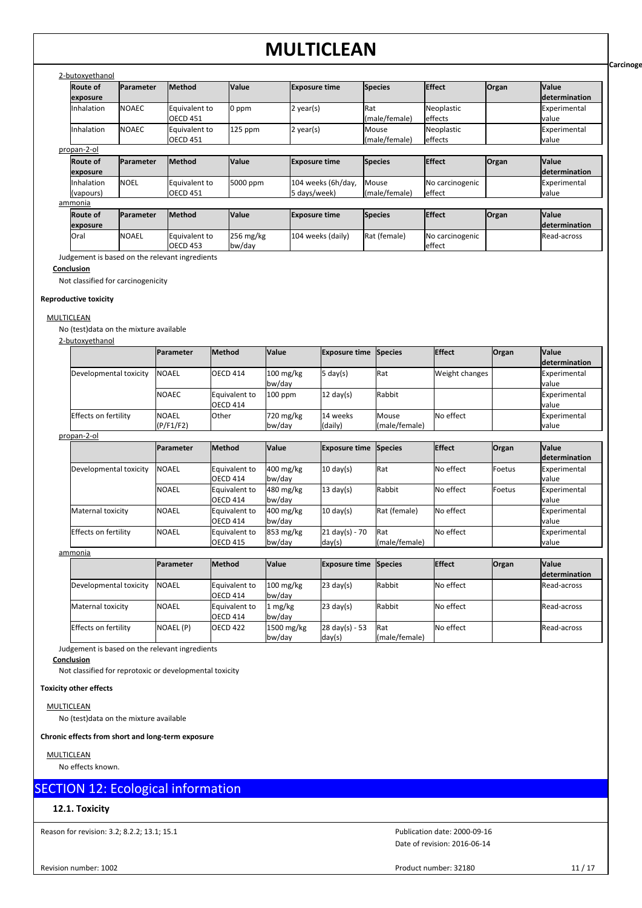2-butoxyethanol

| Route of exposure | Parameter | Method | Value | Exposure time | Species | Effect | Organ | Value determination |
|---|---|---|---|---|---|---|---|---|
| Inhalation | NOAEC | Equivalent to OECD 451 | 0 ppm | 2 year(s) | Rat (male/female) | Neoplastic effects | | Experimental value |
| Inhalation | NOAEC | Equivalent to OECD 451 | 125 ppm | 2 year(s) | Mouse (male/female) | Neoplastic effects | | Experimental value |

propan-2-ol

| Route of exposure | Parameter | Method | Value | Exposure time | Species | Effect | Organ | Value determination |
|---|---|---|---|---|---|---|---|---|
| Inhalation (vapours) | NOEL | Equivalent to OECD 451 | 5000 ppm | 104 weeks (6h/day, 5 days/week) | Mouse (male/female) | No carcinogenic effect | | Experimental value |

ammonia

| Route of exposure | Parameter | Method | Value | Exposure time | Species | Effect | Organ | Value determination |
|---|---|---|---|---|---|---|---|---|
| Oral | NOAEL | Equivalent to OECD 453 | 256 mg/kg bw/day | 104 weeks (daily) | Rat (female) | No carcinogenic effect | | Read-across |

Judgement is based on the relevant ingredients

**Conclusion**

Not classified for carcinogenicity

**Reproductive toxicity**

MULTICLEAN

No (test)data on the mixture available

2-butoxyethanol

| | Parameter | Method | Value | Exposure time | Species | Effect | Organ | Value determination |
|---|---|---|---|---|---|---|---|---|
| Developmental toxicity | NOAEL | OECD 414 | 100 mg/kg bw/day | 5 day(s) | Rat | Weight changes | | Experimental value |
| | NOAEC | Equivalent to OECD 414 | 100 ppm | 12 day(s) | Rabbit | | | Experimental value |
| Effects on fertility | NOAEL (P/F1/F2) | Other | 720 mg/kg bw/day | 14 weeks (daily) | Mouse (male/female) | No effect | | Experimental value |

propan-2-ol

| | Parameter | Method | Value | Exposure time | Species | Effect | Organ | Value determination |
|---|---|---|---|---|---|---|---|---|
| Developmental toxicity | NOAEL | Equivalent to OECD 414 | 400 mg/kg bw/day | 10 day(s) | Rat | No effect | Foetus | Experimental value |
| | NOAEL | Equivalent to OECD 414 | 480 mg/kg bw/day | 13 day(s) | Rabbit | No effect | Foetus | Experimental value |
| Maternal toxicity | NOAEL | Equivalent to OECD 414 | 400 mg/kg bw/day | 10 day(s) | Rat (female) | No effect | | Experimental value |
| Effects on fertility | NOAEL | Equivalent to OECD 415 | 853 mg/kg bw/day | 21 day(s) - 70 day(s) | Rat (male/female) | No effect | | Experimental value |

ammonia

| | Parameter | Method | Value | Exposure time | Species | Effect | Organ | Value determination |
|---|---|---|---|---|---|---|---|---|
| Developmental toxicity | NOAEL | Equivalent to OECD 414 | 100 mg/kg bw/day | 23 day(s) | Rabbit | No effect | | Read-across |
| Maternal toxicity | NOAEL | Equivalent to OECD 414 | 1 mg/kg bw/day | 23 day(s) | Rabbit | No effect | | Read-across |
| Effects on fertility | NOAEL (P) | OECD 422 | 1500 mg/kg bw/day | 28 day(s) - 53 day(s) | Rat (male/female) | No effect | | Read-across |

Judgement is based on the relevant ingredients

**Conclusion**

Not classified for reprotoxic or developmental toxicity

**Toxicity other effects**

MULTICLEAN

No (test)data on the mixture available

**Chronic effects from short and long-term exposure**

MULTICLEAN

No effects known.

## SECTION 12: Ecological information

### 12.1. Toxicity

Reason for revision: 3.2; 8.2.2; 13.1; 15.1

Publication date: 2000-09-16

Date of revision: 2016-06-14

Revision number: 1002

Product number: 32180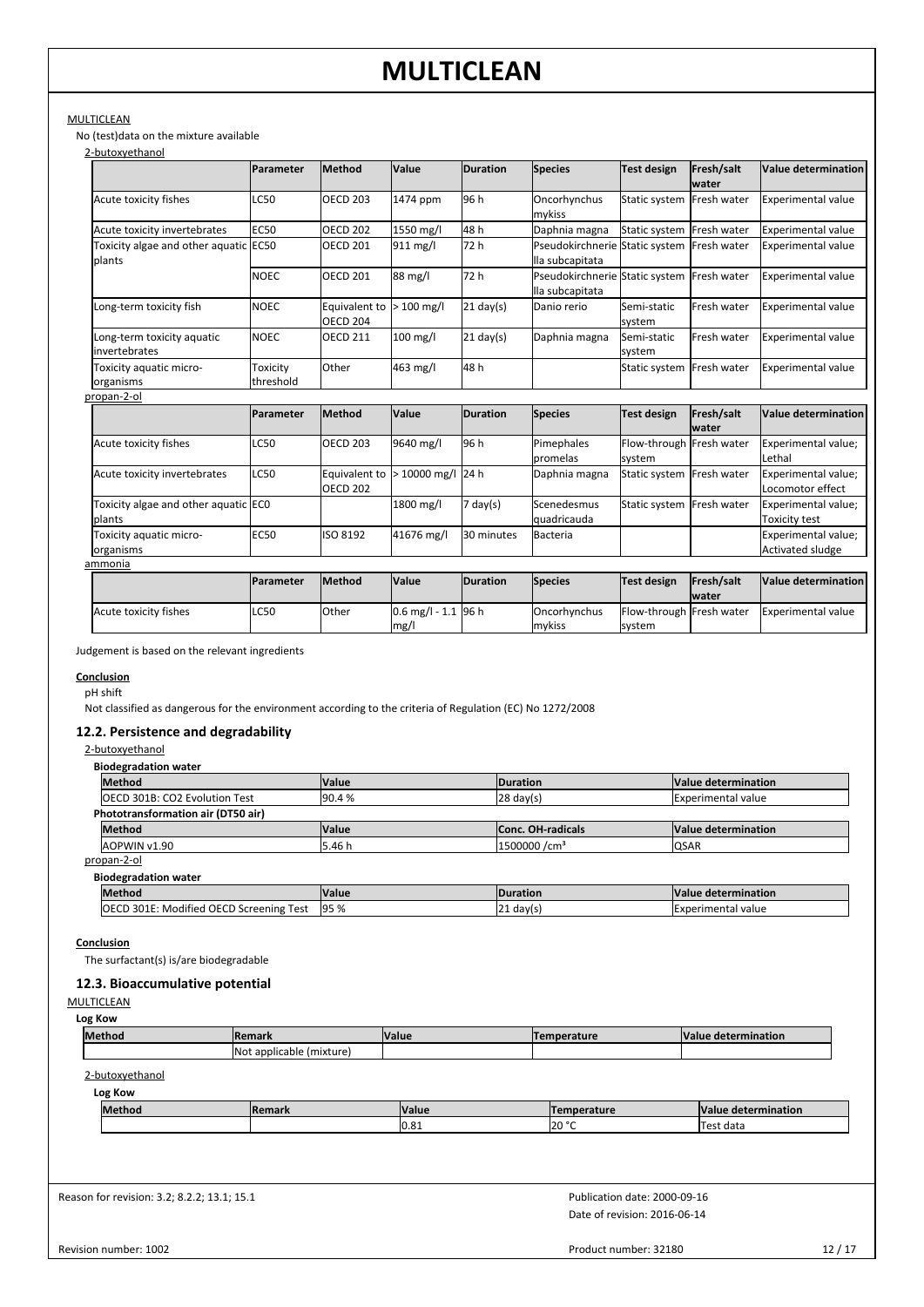MULTICLEAN

No (test)data on the mixture available

2-butoxyethanol

| | Parameter | Method | Value | Duration | Species | Test design | Fresh/salt water | Value determination |
|---|---|---|---|---|---|---|---|---|
| Acute toxicity fishes | LC50 | OECD 203 | 1474 ppm | 96 h | Oncorhynchus mykiss | Static system | Fresh water | Experimental value |
| Acute toxicity invertebrates | EC50 | OECD 202 | 1550 mg/l | 48 h | Daphnia magna | Static system | Fresh water | Experimental value |
| Toxicity algae and other aquatic plants | EC50 | OECD 201 | 911 mg/l | 72 h | Pseudokirchnerie lla subcapitata | Static system | Fresh water | Experimental value |
| | NOEC | OECD 201 | 88 mg/l | 72 h | Pseudokirchnerie lla subcapitata | Static system | Fresh water | Experimental value |
| Long-term toxicity fish | NOEC | Equivalent to OECD 204 | > 100 mg/l | 21 day(s) | Danio rerio | Semi-static system | Fresh water | Experimental value |
| Long-term toxicity aquatic invertebrates | NOEC | OECD 211 | 100 mg/l | 21 day(s) | Daphnia magna | Semi-static system | Fresh water | Experimental value |
| Toxicity aquatic micro-organisms | Toxicity threshold | Other | 463 mg/l | 48 h | | Static system | Fresh water | Experimental value |

propan-2-ol

| | Parameter | Method | Value | Duration | Species | Test design | Fresh/salt water | Value determination |
|---|---|---|---|---|---|---|---|---|
| Acute toxicity fishes | LC50 | OECD 203 | 9640 mg/l | 96 h | Pimephales promelas | Flow-through system | Fresh water | Experimental value; Lethal |
| Acute toxicity invertebrates | LC50 | Equivalent to OECD 202 | > 10000 mg/l | 24 h | Daphnia magna | Static system | Fresh water | Experimental value; Locomotor effect |
| Toxicity algae and other aquatic plants | EC0 | | 1800 mg/l | 7 day(s) | Scenedesmus quadricauda | Static system | Fresh water | Experimental value; Toxicity test |
| Toxicity aquatic micro-organisms | EC50 | ISO 8192 | 41676 mg/l | 30 minutes | Bacteria | | | Experimental value; Activated sludge |

ammonia

| | Parameter | Method | Value | Duration | Species | Test design | Fresh/salt water | Value determination |
|---|---|---|---|---|---|---|---|---|
| Acute toxicity fishes | LC50 | Other | 0.6 mg/l - 1.1 mg/l | 96 h | Oncorhynchus mykiss | Flow-through system | Fresh water | Experimental value |

Judgement is based on the relevant ingredients

**Conclusion**

pH shift

Not classified as dangerous for the environment according to the criteria of Regulation (EC) No 1272/2008

## 12.2. Persistence and degradability

2-butoxyethanol

**Biodegradation water**

| Method | Value | Duration | Value determination |
|---|---|---|---|
| OECD 301B: CO2 Evolution Test | 90.4 % | 28 day(s) | Experimental value |

**Phototransformation air (DT50 air)**

| Method | Value | Conc. OH-radicals | Value determination |
|---|---|---|---|
| AOPWIN v1.90 | 5.46 h | 1500000 /cm³ | QSAR |

propan-2-ol

**Biodegradation water**

| Method | Value | Duration | Value determination |
|---|---|---|---|
| OECD 301E: Modified OECD Screening Test | 95 % | 21 day(s) | Experimental value |

**Conclusion**

The surfactant(s) is/are biodegradable

## 12.3. Bioaccumulative potential

MULTICLEAN

**Log Kow**

| Method | Remark | Value | Temperature | Value determination |
|---|---|---|---|---|
| | Not applicable (mixture) | | | |

2-butoxyethanol

**Log Kow**

| Method | Remark | Value | Temperature | Value determination |
|---|---|---|---|---|
| | | 0.81 | 20 °C | Test data |

Reason for revision: 3.2; 8.2.2; 13.1; 15.1

Publication date: 2000-09-16

Date of revision: 2016-06-14

Revision number: 1002

Product number: 32180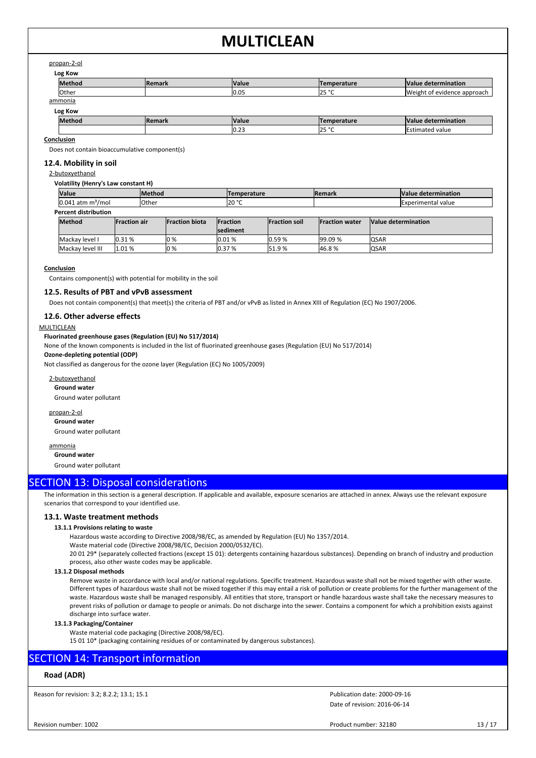propan-2-ol

**Log Kow**

| Method | Remark | Value | Temperature | Value determination |
|---|---|---|---|---|
| Other | | 0.05 | 25 °C | Weight of evidence approach |

ammonia

**Log Kow**

| Method | Remark | Value | Temperature | Value determination |
|---|---|---|---|---|
| | | 0.23 | 25 °C | Estimated value |

**Conclusion**

Does not contain bioaccumulative component(s)

### 12.4. Mobility in soil

2-butoxyethanol

**Volatility (Henry's Law constant H)**

| Value | Method | Temperature | Remark | Value determination |
|---|---|---|---|---|
| 0.041 atm $m^3$/mol | Other | 20 °C | | Experimental value |

**Percent distribution**

| Method | Fraction air | Fraction biota | Fraction sediment | Fraction soil | Fraction water | Value determination |
|---|---|---|---|---|---|---|
| Mackay level I | 0.31 % | 0 % | 0.01 % | 0.59 % | 99.09 % | QSAR |
| Mackay level III | 1.01 % | 0 % | 0.37 % | 51.9 % | 46.8 % | QSAR |

**Conclusion**

Contains component(s) with potential for mobility in the soil

### 12.5. Results of PBT and vPvB assessment

Does not contain component(s) that meet(s) the criteria of PBT and/or vPvB as listed in Annex XIII of Regulation (EC) No 1907/2006.

### 12.6. Other adverse effects

MULTICLEAN

**Fluorinated greenhouse gases (Regulation (EU) No 517/2014)**

None of the known components is included in the list of fluorinated greenhouse gases (Regulation (EU) No 517/2014)

**Ozone-depleting potential (ODP)**

Not classified as dangerous for the ozone layer (Regulation (EC) No 1005/2009)

2-butoxyethanol

**Ground water**

Ground water pollutant

propan-2-ol

**Ground water**

Ground water pollutant

ammonia

**Ground water**

Ground water pollutant

## SECTION 13: Disposal considerations

The information in this section is a general description. If applicable and available, exposure scenarios are attached in annex. Always use the relevant exposure scenarios that correspond to your identified use.

### 13.1. Waste treatment methods

**13.1.1 Provisions relating to waste**

Hazardous waste according to Directive 2008/98/EC, as amended by Regulation (EU) No 1357/2014.

Waste material code (Directive 2008/98/EC, Decision 2000/0532/EC).

20 01 29* (separately collected fractions (except 15 01): detergents containing hazardous substances). Depending on branch of industry and production process, also other waste codes may be applicable.

**13.1.2 Disposal methods**

Remove waste in accordance with local and/or national regulations. Specific treatment. Hazardous waste shall not be mixed together with other waste. Different types of hazardous waste shall not be mixed together if this may entail a risk of pollution or create problems for the further management of the waste. Hazardous waste shall be managed responsibly. All entities that store, transport or handle hazardous waste shall take the necessary measures to prevent risks of pollution or damage to people or animals. Do not discharge into the sewer. Contains a component for which a prohibition exists against discharge into surface water.

**13.1.3 Packaging/Container**

Waste material code packaging (Directive 2008/98/EC).

15 01 10* (packaging containing residues of or contaminated by dangerous substances).

## SECTION 14: Transport information

**Road (ADR)**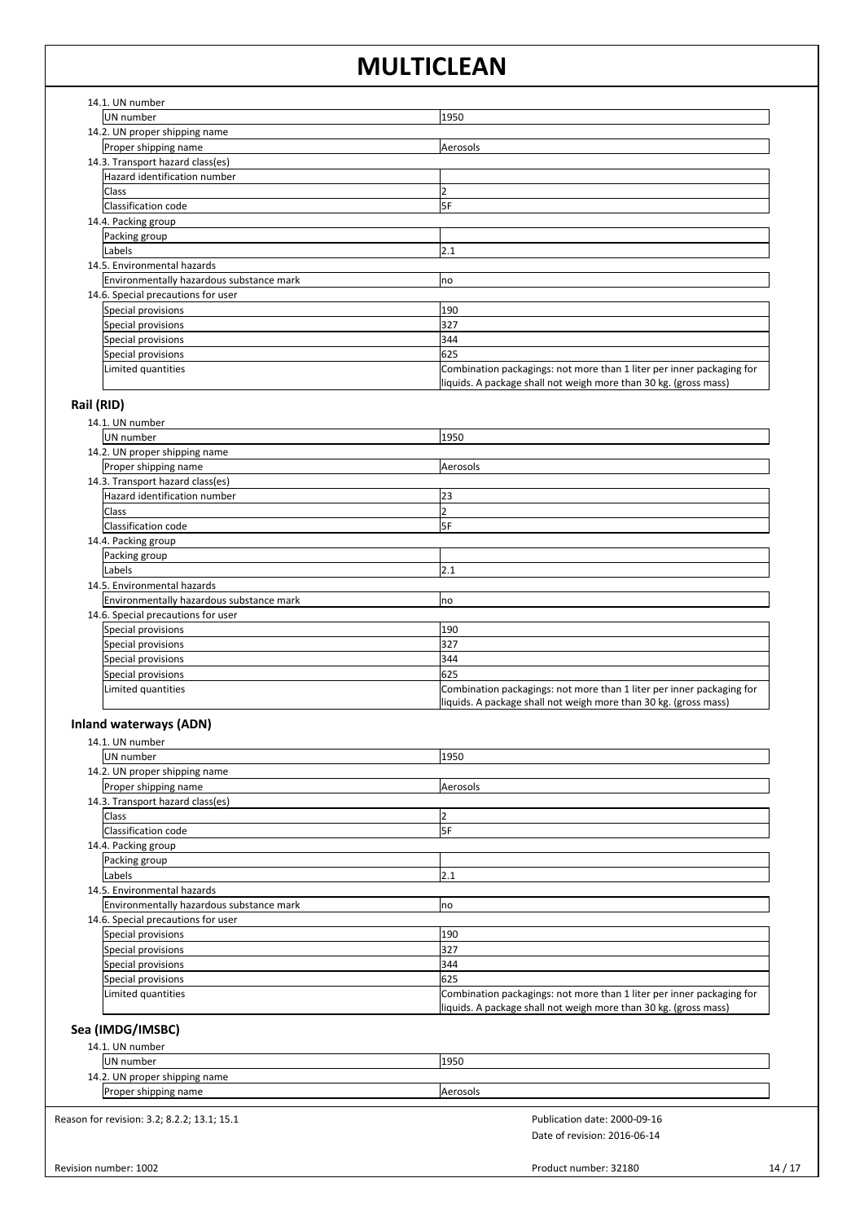14.1. UN number

| | |
|---|---|
| UN number | 1950 |

14.2. UN proper shipping name

| | |
|---|---|
| Proper shipping name | Aerosols |

14.3. Transport hazard class(es)

| | |
|---|---|
| Hazard identification number | |
| Class | 2 |
| Classification code | 5F |

14.4. Packing group

| | |
|---|---|
| Packing group | |
| Labels | 2.1 |

14.5. Environmental hazards

| | |
|---|---|
| Environmentally hazardous substance mark | no |

14.6. Special precautions for user

| | |
|---|---|
| Special provisions | 190 |
| Special provisions | 327 |
| Special provisions | 344 |
| Special provisions | 625 |
| Limited quantities | Combination packagings: not more than 1 liter per inner packaging for liquids. A package shall not weigh more than 30 kg. (gross mass) |

## Rail (RID)

14.1. UN number

| | |
|---|---|
| UN number | 1950 |

14.2. UN proper shipping name

| | |
|---|---|
| Proper shipping name | Aerosols |

14.3. Transport hazard class(es)

| | |
|---|---|
| Hazard identification number | 23 |
| Class | 2 |
| Classification code | 5F |

14.4. Packing group

| | |
|---|---|
| Packing group | |
| Labels | 2.1 |

14.5. Environmental hazards

| | |
|---|---|
| Environmentally hazardous substance mark | no |

14.6. Special precautions for user

| | |
|---|---|
| Special provisions | 190 |
| Special provisions | 327 |
| Special provisions | 344 |
| Special provisions | 625 |
| Limited quantities | Combination packagings: not more than 1 liter per inner packaging for liquids. A package shall not weigh more than 30 kg. (gross mass) |

## Inland waterways (ADN)

14.1. UN number

| | |
|---|---|
| UN number | 1950 |

14.2. UN proper shipping name

| | |
|---|---|
| Proper shipping name | Aerosols |

14.3. Transport hazard class(es)

| | |
|---|---|
| Class | 2 |
| Classification code | 5F |

14.4. Packing group

| | |
|---|---|
| Packing group | |
| Labels | 2.1 |

14.5. Environmental hazards

| | |
|---|---|
| Environmentally hazardous substance mark | no |

14.6. Special precautions for user

| | |
|---|---|
| Special provisions | 190 |
| Special provisions | 327 |
| Special provisions | 344 |
| Special provisions | 625 |
| Limited quantities | Combination packagings: not more than 1 liter per inner packaging for liquids. A package shall not weigh more than 30 kg. (gross mass) |

## Sea (IMDG/IMSBC)

14.1. UN number

| | |
|---|---|
| UN number | 1950 |

14.2. UN proper shipping name

| | |
|---|---|
| Proper shipping name | Aerosols |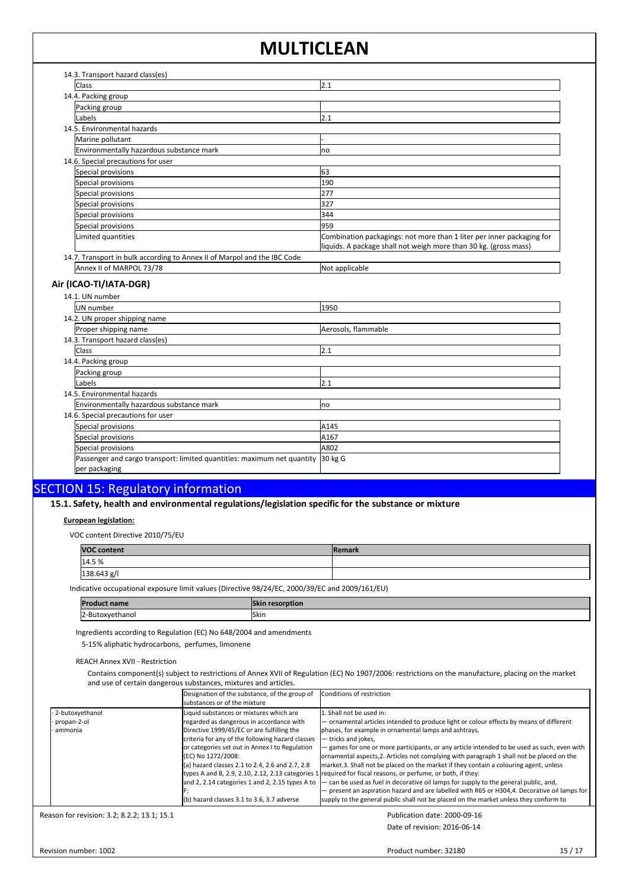14.3. Transport hazard class(es)

| | |
|---|---|
| Class | 2.1 |

14.4. Packing group

| | |
|---|---|
| Packing group | |
| Labels | 2.1 |

14.5. Environmental hazards

| | |
|---|---|
| Marine pollutant | - |
| Environmentally hazardous substance mark | no |

14.6. Special precautions for user

| | |
|---|---|
| Special provisions | 63 |
| Special provisions | 190 |
| Special provisions | 277 |
| Special provisions | 327 |
| Special provisions | 344 |
| Special provisions | 959 |
| Limited quantities | Combination packagings: not more than 1 liter per inner packaging for liquids. A package shall not weigh more than 30 kg. (gross mass) |

14.7. Transport in bulk according to Annex II of Marpol and the IBC Code

| | |
|---|---|
| Annex II of MARPOL 73/78 | Not applicable |

### Air (ICAO-TI/IATA-DGR)

14.1. UN number

| | |
|---|---|
| UN number | 1950 |

14.2. UN proper shipping name

| | |
|---|---|
| Proper shipping name | Aerosols, flammable |

14.3. Transport hazard class(es)

| | |
|---|---|
| Class | 2.1 |

14.4. Packing group

| | |
|---|---|
| Packing group | |
| Labels | 2.1 |

14.5. Environmental hazards

| | |
|---|---|
| Environmentally hazardous substance mark | no |

14.6. Special precautions for user

| | |
|---|---|
| Special provisions | A145 |
| Special provisions | A167 |
| Special provisions | A802 |
| Passenger and cargo transport: limited quantities: maximum net quantity per packaging | 30 kg G |

## SECTION 15: Regulatory information

### 15.1. Safety, health and environmental regulations/legislation specific for the substance or mixture

**European legislation:**

VOC content Directive 2010/75/EU

| VOC content | Remark |
|---|---|
| 14.5 % | |
| 138.643 g/l | |

Indicative occupational exposure limit values (Directive 98/24/EC, 2000/39/EC and 2009/161/EU)

| Product name | Skin resorption |
|---|---|
| 2-Butoxyethanol | Skin |

Ingredients according to Regulation (EC) No 648/2004 and amendments

5-15% aliphatic hydrocarbons, perfumes, limonene

REACH Annex XVII - Restriction

Contains component(s) subject to restrictions of Annex XVII of Regulation (EC) No 1907/2006: restrictions on the manufacture, placing on the market and use of certain dangerous substances, mixtures and articles.

| | Designation of the substance, of the group of substances or of the mixture | Conditions of restriction |
|---|---|---|
| · 2-butoxyethanol<br>· propan-2-ol<br>· ammonia | Liquid substances or mixtures which are regarded as dangerous in accordance with Directive 1999/45/EC or are fulfilling the criteria for any of the following hazard classes or categories set out in Annex I to Regulation (EC) No 1272/2008:<br>(a) hazard classes 2.1 to 2.4, 2.6 and 2.7, 2.8 types A and B, 2.9, 2.10, 2.12, 2.13 categories 1 and 2, 2.14 categories 1 and 2, 2.15 types A to F;<br>(b) hazard classes 3.1 to 3.6, 3.7 adverse | 1. Shall not be used in:<br>— ornamental articles intended to produce light or colour effects by means of different phases, for example in ornamental lamps and ashtrays,<br>— tricks and jokes,<br>— games for one or more participants, or any article intended to be used as such, even with ornamental aspects,2. Articles not complying with paragraph 1 shall not be placed on the market.3. Shall not be placed on the market if they contain a colouring agent, unless required for fiscal reasons, or perfume, or both, if they:<br>— can be used as fuel in decorative oil lamps for supply to the general public, and,<br>— present an aspiration hazard and are labelled with R65 or H304,4. Decorative oil lamps for supply to the general public shall not be placed on the market unless they conform to |

Reason for revision: 3.2; 8.2.2; 13.1; 15.1

Publication date: 2000-09-16

Date of revision: 2016-06-14

Revision number: 1002

Product number: 32180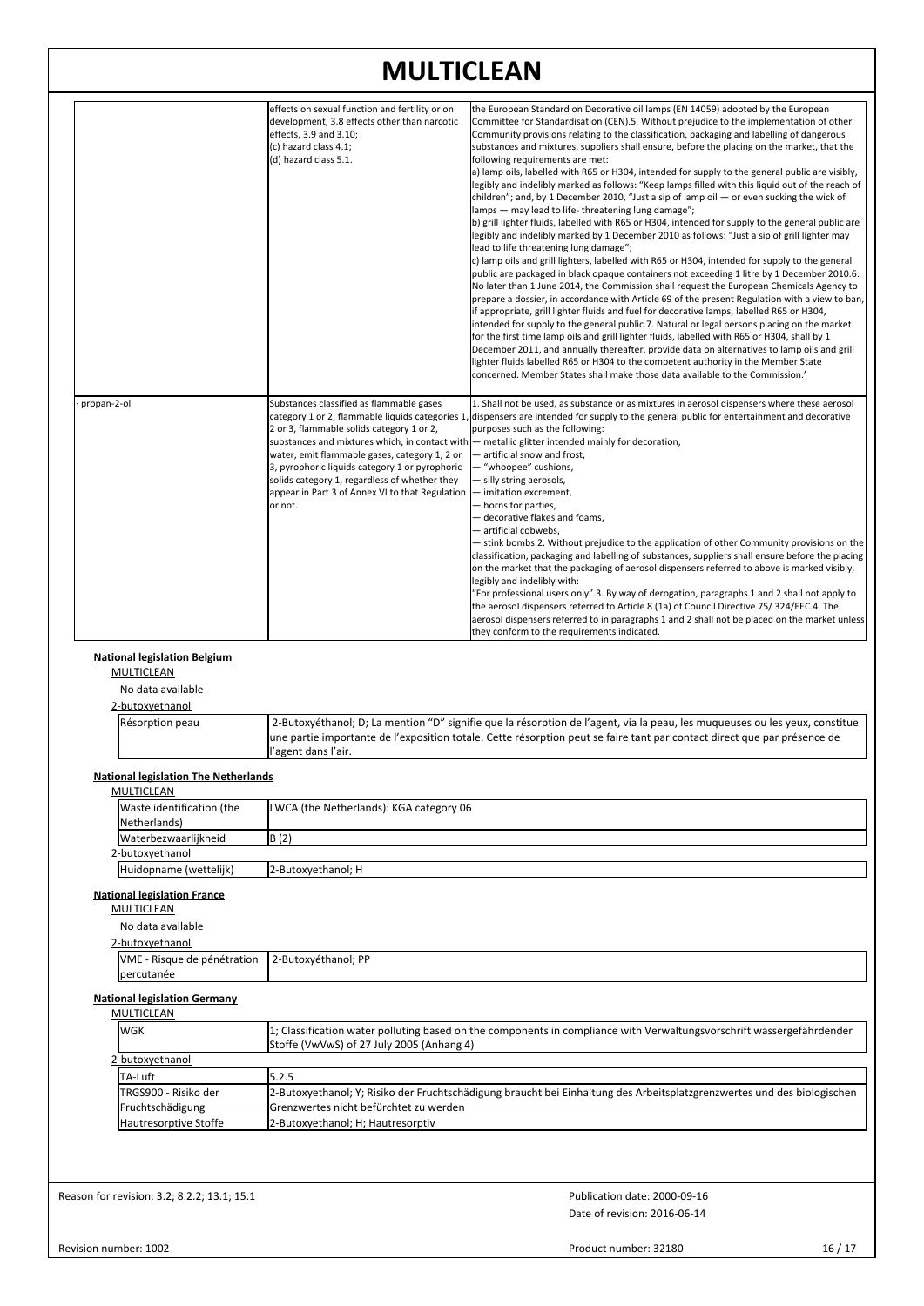| | | |
|---|---|---|
| | effects on sexual function and fertility or on development, 3.8 effects other than narcotic effects, 3.9 and 3.10;<br>(c) hazard class 4.1;<br>(d) hazard class 5.1. | the European Standard on Decorative oil lamps (EN 14059) adopted by the European Committee for Standardisation (CEN).5. Without prejudice to the implementation of other Community provisions relating to the classification, packaging and labelling of dangerous substances and mixtures, suppliers shall ensure, before the placing on the market, that the following requirements are met:<br>a) lamp oils, labelled with R65 or H304, intended for supply to the general public are visibly, legibly and indelibly marked as follows: "Keep lamps filled with this liquid out of the reach of children"; and, by 1 December 2010, "Just a sip of lamp oil — or even sucking the wick of lamps — may lead to life- threatening lung damage";<br>b) grill lighter fluids, labelled with R65 or H304, intended for supply to the general public are legibly and indelibly marked by 1 December 2010 as follows: "Just a sip of grill lighter may lead to life threatening lung damage";<br>c) lamp oils and grill lighters, labelled with R65 or H304, intended for supply to the general public are packaged in black opaque containers not exceeding 1 litre by 1 December 2010.6. No later than 1 June 2014, the Commission shall request the European Chemicals Agency to prepare a dossier, in accordance with Article 69 of the present Regulation with a view to ban, if appropriate, grill lighter fluids and fuel for decorative lamps, labelled R65 or H304, intended for supply to the general public.7. Natural or legal persons placing on the market for the first time lamp oils and grill lighter fluids, labelled with R65 or H304, shall by 1 December 2011, and annually thereafter, provide data on alternatives to lamp oils and grill lighter fluids labelled R65 or H304 to the competent authority in the Member State concerned. Member States shall make those data available to the Commission.' |
| · propan-2-ol | Substances classified as flammable gases category 1 or 2, flammable liquids categories 1, 2 or 3, flammable solids category 1 or 2, substances and mixtures which, in contact with water, emit flammable gases, category 1, 2 or 3, pyrophoric liquids category 1 or pyrophoric solids category 1, regardless of whether they appear in Part 3 of Annex VI to that Regulation or not. | 1. Shall not be used, as substance or as mixtures in aerosol dispensers where these aerosol dispensers are intended for supply to the general public for entertainment and decorative purposes such as the following:<br>— metallic glitter intended mainly for decoration,<br>— artificial snow and frost,<br>— "whoopee" cushions,<br>— silly string aerosols,<br>— imitation excrement,<br>— horns for parties,<br>— decorative flakes and foams,<br>— artificial cobwebs,<br>— stink bombs.2. Without prejudice to the application of other Community provisions on the classification, packaging and labelling of substances, suppliers shall ensure before the placing on the market that the packaging of aerosol dispensers referred to above is marked visibly, legibly and indelibly with:<br>"For professional users only".3. By way of derogation, paragraphs 1 and 2 shall not apply to the aerosol dispensers referred to Article 8 (1a) of Council Directive 75/ 324/EEC.4. The aerosol dispensers referred to in paragraphs 1 and 2 shall not be placed on the market unless they conform to the requirements indicated. |

**National legislation Belgium**

MULTICLEAN

No data available

2-butoxyethanol

| | |
|---|---|
| Résorption peau | 2-Butoxyéthanol; D; La mention "D" signifie que la résorption de l'agent, via la peau, les muqueuses ou les yeux, constitue une partie importante de l'exposition totale. Cette résorption peut se faire tant par contact direct que par présence de l'agent dans l'air. |

**National legislation The Netherlands**

MULTICLEAN

| | |
|---|---|
| Waste identification (the Netherlands) | LWCA (the Netherlands): KGA category 06 |
| Waterbezwaarlijkheid | B (2) |

2-butoxyethanol

| | |
|---|---|
| Huidopname (wettelijk) | 2-Butoxyethanol; H |

**National legislation France**

MULTICLEAN

No data available

2-butoxyethanol

| | |
|---|---|
| VME - Risque de pénétration percutanée | 2-Butoxyéthanol; PP |

**National legislation Germany**

MULTICLEAN

| | |
|---|---|
| WGK | 1; Classification water polluting based on the components in compliance with Verwaltungsvorschrift wassergefährdender Stoffe (VwVwS) of 27 July 2005 (Anhang 4) |

2-butoxyethanol

| | |
|---|---|
| TA-Luft | 5.2.5 |
| TRGS900 - Risiko der Fruchtschädigung | 2-Butoxyethanol; Y; Risiko der Fruchtschädigung braucht bei Einhaltung des Arbeitsplatzgrenzwertes und des biologischen Grenzwertes nicht befürchtet zu werden |
| Hautresorptive Stoffe | 2-Butoxyethanol; H; Hautresorptiv |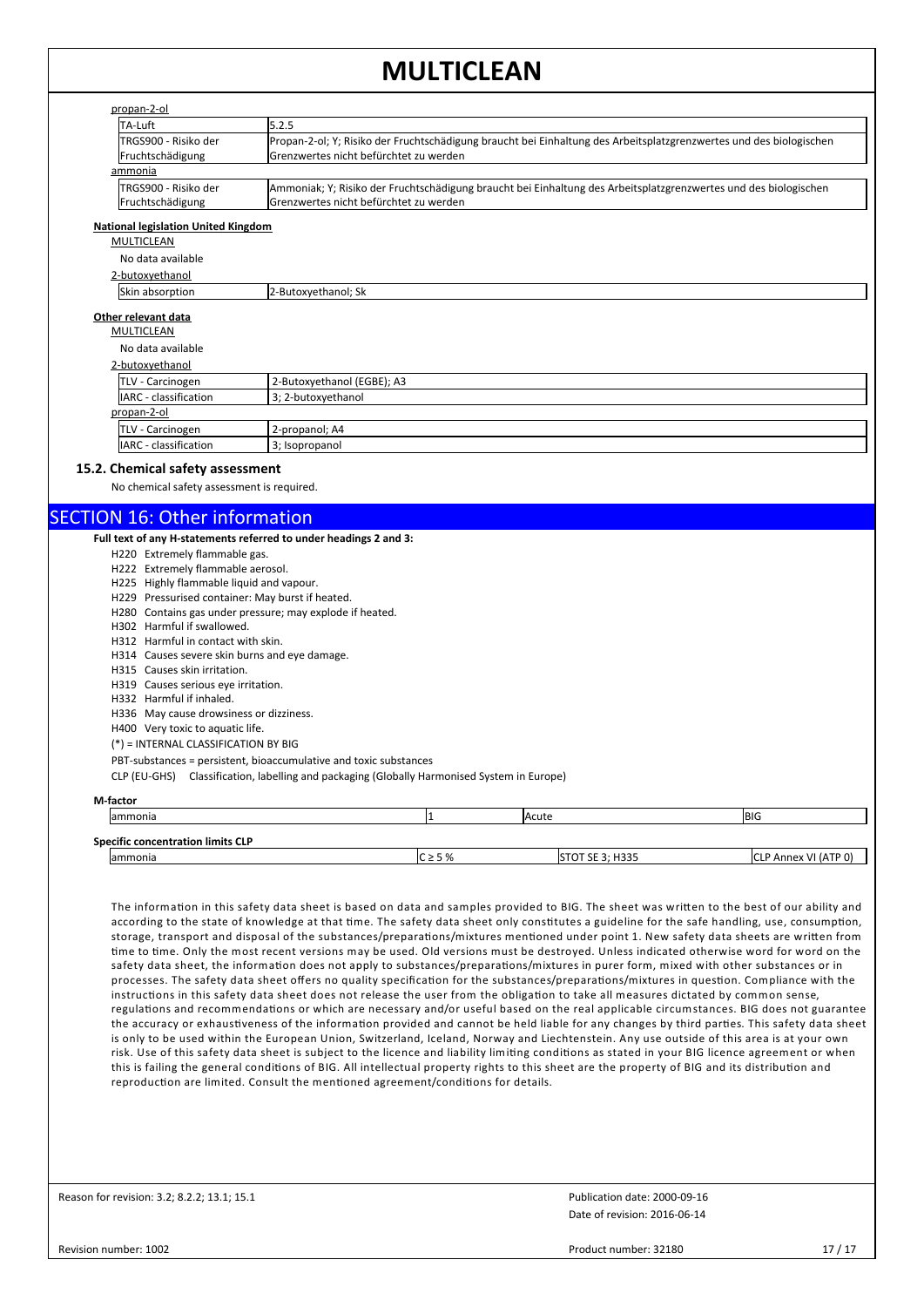propan-2-ol

| | |
|---|---|
| TA-Luft | 5.2.5 |
| TRGS900 - Risiko der Fruchtschädigung | Propan-2-ol; Y; Risiko der Fruchtschädigung braucht bei Einhaltung des Arbeitsplatzgrenzwertes und des biologischen Grenzwertes nicht befürchtet zu werden |

ammonia

| | |
|---|---|
| TRGS900 - Risiko der Fruchtschädigung | Ammoniak; Y; Risiko der Fruchtschädigung braucht bei Einhaltung des Arbeitsplatzgrenzwertes und des biologischen Grenzwertes nicht befürchtet zu werden |

**National legislation United Kingdom**

MULTICLEAN

No data available

2-butoxyethanol

| | |
|---|---|
| Skin absorption | 2-Butoxyethanol; Sk |

**Other relevant data**

MULTICLEAN

No data available

2-butoxyethanol

| | |
|---|---|
| TLV - Carcinogen | 2-Butoxyethanol (EGBE); A3 |
| IARC - classification | 3; 2-butoxyethanol |

propan-2-ol

| | |
|---|---|
| TLV - Carcinogen | 2-propanol; A4 |
| IARC - classification | 3; Isopropanol |

### 15.2. Chemical safety assessment

No chemical safety assessment is required.

## SECTION 16: Other information

**Full text of any H-statements referred to under headings 2 and 3:**

H220 Extremely flammable gas.
H222 Extremely flammable aerosol.
H225 Highly flammable liquid and vapour.
H229 Pressurised container: May burst if heated.
H280 Contains gas under pressure; may explode if heated.
H302 Harmful if swallowed.
H312 Harmful in contact with skin.
H314 Causes severe skin burns and eye damage.
H315 Causes skin irritation.
H319 Causes serious eye irritation.
H332 Harmful if inhaled.
H336 May cause drowsiness or dizziness.
H400 Very toxic to aquatic life.
(*) = INTERNAL CLASSIFICATION BY BIG
PBT-substances = persistent, bioaccumulative and toxic substances
CLP (EU-GHS) Classification, labelling and packaging (Globally Harmonised System in Europe)

**M-factor**

| | | | |
|---|---|---|---|
| ammonia | 1 | Acute | BIG |

**Specific concentration limits CLP**

| | | | |
|---|---|---|---|
| ammonia | C ≥ 5 % | STOT SE 3; H335 | CLP Annex VI (ATP 0) |

The information in this safety data sheet is based on data and samples provided to BIG. The sheet was written to the best of our ability and according to the state of knowledge at that time. The safety data sheet only constitutes a guideline for the safe handling, use, consumption, storage, transport and disposal of the substances/preparations/mixtures mentioned under point 1. New safety data sheets are written from time to time. Only the most recent versions may be used. Old versions must be destroyed. Unless indicated otherwise word for word on the safety data sheet, the information does not apply to substances/preparations/mixtures in purer form, mixed with other substances or in processes. The safety data sheet offers no quality specification for the substances/preparations/mixtures in question. Compliance with the instructions in this safety data sheet does not release the user from the obligation to take all measures dictated by common sense, regulations and recommendations or which are necessary and/or useful based on the real applicable circumstances. BIG does not guarantee the accuracy or exhaustiveness of the information provided and cannot be held liable for any changes by third parties. This safety data sheet is only to be used within the European Union, Switzerland, Iceland, Norway and Liechtenstein. Any use outside of this area is at your own risk. Use of this safety data sheet is subject to the licence and liability limiting conditions as stated in your BIG licence agreement or when this is failing the general conditions of BIG. All intellectual property rights to this sheet are the property of BIG and its distribution and reproduction are limited. Consult the mentioned agreement/conditions for details.

Reason for revision: 3.2; 8.2.2; 13.1; 15.1

Publication date: 2000-09-16
Date of revision: 2016-06-14

Revision number: 1002

Product number: 32180